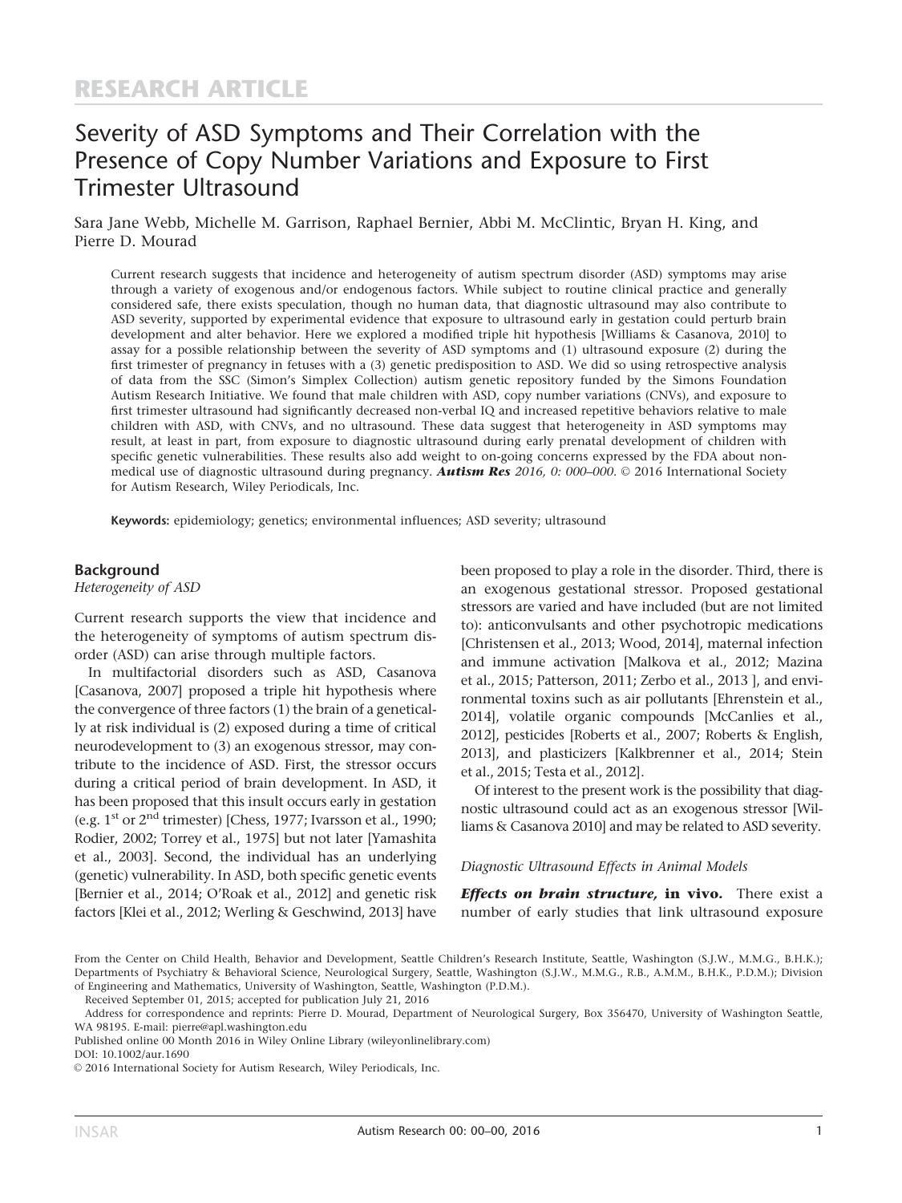RESEARCH ARTICLE

# Severity of ASD Symptoms and Their Correlation with the Presence of Copy Number Variations and Exposure to First Trimester Ultrasound

Sara Jane Webb, Michelle M. Garrison, Raphael Bernier, Abbi M. McClintic, Bryan H. King, and Pierre D. Mourad

Current research suggests that incidence and heterogeneity of autism spectrum disorder (ASD) symptoms may arise through a variety of exogenous and/or endogenous factors. While subject to routine clinical practice and generally considered safe, there exists speculation, though no human data, that diagnostic ultrasound may also contribute to ASD severity, supported by experimental evidence that exposure to ultrasound early in gestation could perturb brain development and alter behavior. Here we explored a modified triple hit hypothesis [Williams & Casanova, 2010] to assay for a possible relationship between the severity of ASD symptoms and (1) ultrasound exposure (2) during the first trimester of pregnancy in fetuses with a (3) genetic predisposition to ASD. We did so using retrospective analysis of data from the SSC (Simon's Simplex Collection) autism genetic repository funded by the Simons Foundation Autism Research Initiative. We found that male children with ASD, copy number variations (CNVs), and exposure to first trimester ultrasound had significantly decreased non-verbal IQ and increased repetitive behaviors relative to male children with ASD, with CNVs, and no ultrasound. These data suggest that heterogeneity in ASD symptoms may result, at least in part, from exposure to diagnostic ultrasound during early prenatal development of children with specific genetic vulnerabilities. These results also add weight to on-going concerns expressed by the FDA about non-medical use of diagnostic ultrasound during pregnancy. ***Autism Res** 2016, 0: 000–000.* © 2016 International Society for Autism Research, Wiley Periodicals, Inc.

**Keywords:** epidemiology; genetics; environmental influences; ASD severity; ultrasound

## Background

*Heterogeneity of ASD*

Current research supports the view that incidence and the heterogeneity of symptoms of autism spectrum disorder (ASD) can arise through multiple factors.

In multifactorial disorders such as ASD, Casanova [Casanova, 2007] proposed a triple hit hypothesis where the convergence of three factors (1) the brain of a genetically at risk individual is (2) exposed during a time of critical neurodevelopment to (3) an exogenous stressor, may contribute to the incidence of ASD. First, the stressor occurs during a critical period of brain development. In ASD, it has been proposed that this insult occurs early in gestation (e.g. 1st or 2nd trimester) [Chess, 1977; Ivarsson et al., 1990; Rodier, 2002; Torrey et al., 1975] but not later [Yamashita et al., 2003]. Second, the individual has an underlying (genetic) vulnerability. In ASD, both specific genetic events [Bernier et al., 2014; O'Roak et al., 2012] and genetic risk factors [Klei et al., 2012; Werling & Geschwind, 2013] have been proposed to play a role in the disorder. Third, there is an exogenous gestational stressor. Proposed gestational stressors are varied and have included (but are not limited to): anticonvulsants and other psychotropic medications [Christensen et al., 2013; Wood, 2014], maternal infection and immune activation [Malkova et al., 2012; Mazina et al., 2015; Patterson, 2011; Zerbo et al., 2013 ], and environmental toxins such as air pollutants [Ehrenstein et al., 2014], volatile organic compounds [McCanlies et al., 2012], pesticides [Roberts et al., 2007; Roberts & English, 2013], and plasticizers [Kalkbrenner et al., 2014; Stein et al., 2015; Testa et al., 2012].

Of interest to the present work is the possibility that diagnostic ultrasound could act as an exogenous stressor [Williams & Casanova 2010] and may be related to ASD severity.

*Diagnostic Ultrasound Effects in Animal Models*

***Effects on brain structure,* in vivo.** There exist a number of early studies that link ultrasound exposure

From the Center on Child Health, Behavior and Development, Seattle Children's Research Institute, Seattle, Washington (S.J.W., M.M.G., B.H.K.); Departments of Psychiatry & Behavioral Science, Neurological Surgery, Seattle, Washington (S.J.W., M.M.G., R.B., A.M.M., B.H.K., P.D.M.); Division of Engineering and Mathematics, University of Washington, Seattle, Washington (P.D.M.).

Received September 01, 2015; accepted for publication July 21, 2016

Address for correspondence and reprints: Pierre D. Mourad, Department of Neurological Surgery, Box 356470, University of Washington Seattle, WA 98195. E-mail: pierre@apl.washington.edu

Published online 00 Month 2016 in Wiley Online Library (wileyonlinelibrary.com)

DOI: 10.1002/aur.1690

© 2016 International Society for Autism Research, Wiley Periodicals, Inc.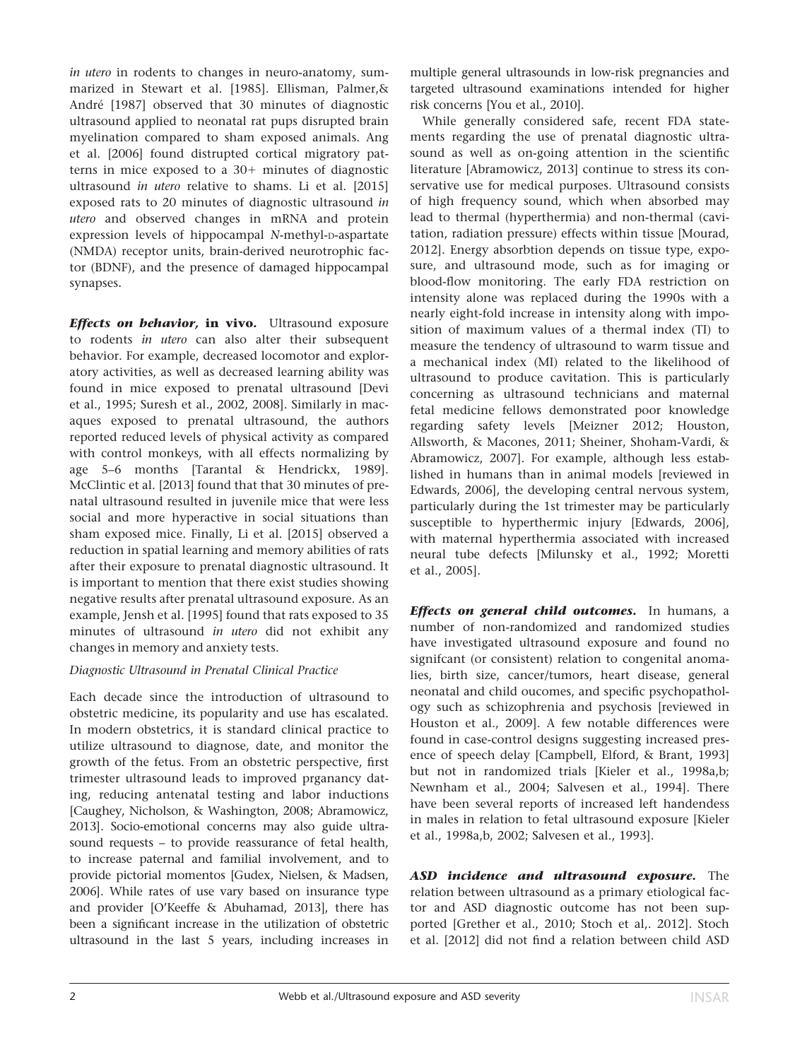*in utero* in rodents to changes in neuro-anatomy, summarized in Stewart et al. [1985]. Ellisman, Palmer,& André [1987] observed that 30 minutes of diagnostic ultrasound applied to neonatal rat pups disrupted brain myelination compared to sham exposed animals. Ang et al. [2006] found distrupted cortical migratory patterns in mice exposed to a 30+ minutes of diagnostic ultrasound *in utero* relative to shams. Li et al. [2015] exposed rats to 20 minutes of diagnostic ultrasound *in utero* and observed changes in mRNA and protein expression levels of hippocampal *N*-methyl-D-aspartate (NMDA) receptor units, brain-derived neurotrophic factor (BDNF), and the presence of damaged hippocampal synapses.

***Effects on behavior,* in vivo.** Ultrasound exposure to rodents *in utero* can also alter their subsequent behavior. For example, decreased locomotor and exploratory activities, as well as decreased learning ability was found in mice exposed to prenatal ultrasound [Devi et al., 1995; Suresh et al., 2002, 2008]. Similarly in macaques exposed to prenatal ultrasound, the authors reported reduced levels of physical activity as compared with control monkeys, with all effects normalizing by age 5–6 months [Tarantal & Hendrickx, 1989]. McClintic et al. [2013] found that that 30 minutes of prenatal ultrasound resulted in juvenile mice that were less social and more hyperactive in social situations than sham exposed mice. Finally, Li et al. [2015] observed a reduction in spatial learning and memory abilities of rats after their exposure to prenatal diagnostic ultrasound. It is important to mention that there exist studies showing negative results after prenatal ultrasound exposure. As an example, Jensh et al. [1995] found that rats exposed to 35 minutes of ultrasound *in utero* did not exhibit any changes in memory and anxiety tests.

*Diagnostic Ultrasound in Prenatal Clinical Practice*

Each decade since the introduction of ultrasound to obstetric medicine, its popularity and use has escalated. In modern obstetrics, it is standard clinical practice to utilize ultrasound to diagnose, date, and monitor the growth of the fetus. From an obstetric perspective, first trimester ultrasound leads to improved prganancy dating, reducing antenatal testing and labor inductions [Caughey, Nicholson, & Washington, 2008; Abramowicz, 2013]. Socio-emotional concerns may also guide ultrasound requests – to provide reassurance of fetal health, to increase paternal and familial involvement, and to provide pictorial momentos [Gudex, Nielsen, & Madsen, 2006]. While rates of use vary based on insurance type and provider [O'Keeffe & Abuhamad, 2013], there has been a significant increase in the utilization of obstetric ultrasound in the last 5 years, including increases in multiple general ultrasounds in low-risk pregnancies and targeted ultrasound examinations intended for higher risk concerns [You et al., 2010].

While generally considered safe, recent FDA statements regarding the use of prenatal diagnostic ultrasound as well as on-going attention in the scientific literature [Abramowicz, 2013] continue to stress its conservative use for medical purposes. Ultrasound consists of high frequency sound, which when absorbed may lead to thermal (hyperthermia) and non-thermal (cavitation, radiation pressure) effects within tissue [Mourad, 2012]. Energy absorbtion depends on tissue type, exposure, and ultrasound mode, such as for imaging or blood-flow monitoring. The early FDA restriction on intensity alone was replaced during the 1990s with a nearly eight-fold increase in intensity along with imposition of maximum values of a thermal index (TI) to measure the tendency of ultrasound to warm tissue and a mechanical index (MI) related to the likelihood of ultrasound to produce cavitation. This is particularly concerning as ultrasound technicians and maternal fetal medicine fellows demonstrated poor knowledge regarding safety levels [Meizner 2012; Houston, Allsworth, & Macones, 2011; Sheiner, Shoham-Vardi, & Abramowicz, 2007]. For example, although less established in humans than in animal models [reviewed in Edwards, 2006], the developing central nervous system, particularly during the 1st trimester may be particularly susceptible to hyperthermic injury [Edwards, 2006], with maternal hyperthermia associated with increased neural tube defects [Milunsky et al., 1992; Moretti et al., 2005].

***Effects on general child outcomes.*** In humans, a number of non-randomized and randomized studies have investigated ultrasound exposure and found no signifcant (or consistent) relation to congenital anomalies, birth size, cancer/tumors, heart disease, general neonatal and child oucomes, and specific psychopathology such as schizophrenia and psychosis [reviewed in Houston et al., 2009]. A few notable differences were found in case-control designs suggesting increased presence of speech delay [Campbell, Elford, & Brant, 1993] but not in randomized trials [Kieler et al., 1998a,b; Newnham et al., 2004; Salvesen et al., 1994]. There have been several reports of increased left handendess in males in relation to fetal ultrasound exposure [Kieler et al., 1998a,b, 2002; Salvesen et al., 1993].

***ASD incidence and ultrasound exposure.*** The relation between ultrasound as a primary etiological factor and ASD diagnostic outcome has not been supported [Grether et al., 2010; Stoch et al,. 2012]. Stoch et al. [2012] did not find a relation between child ASD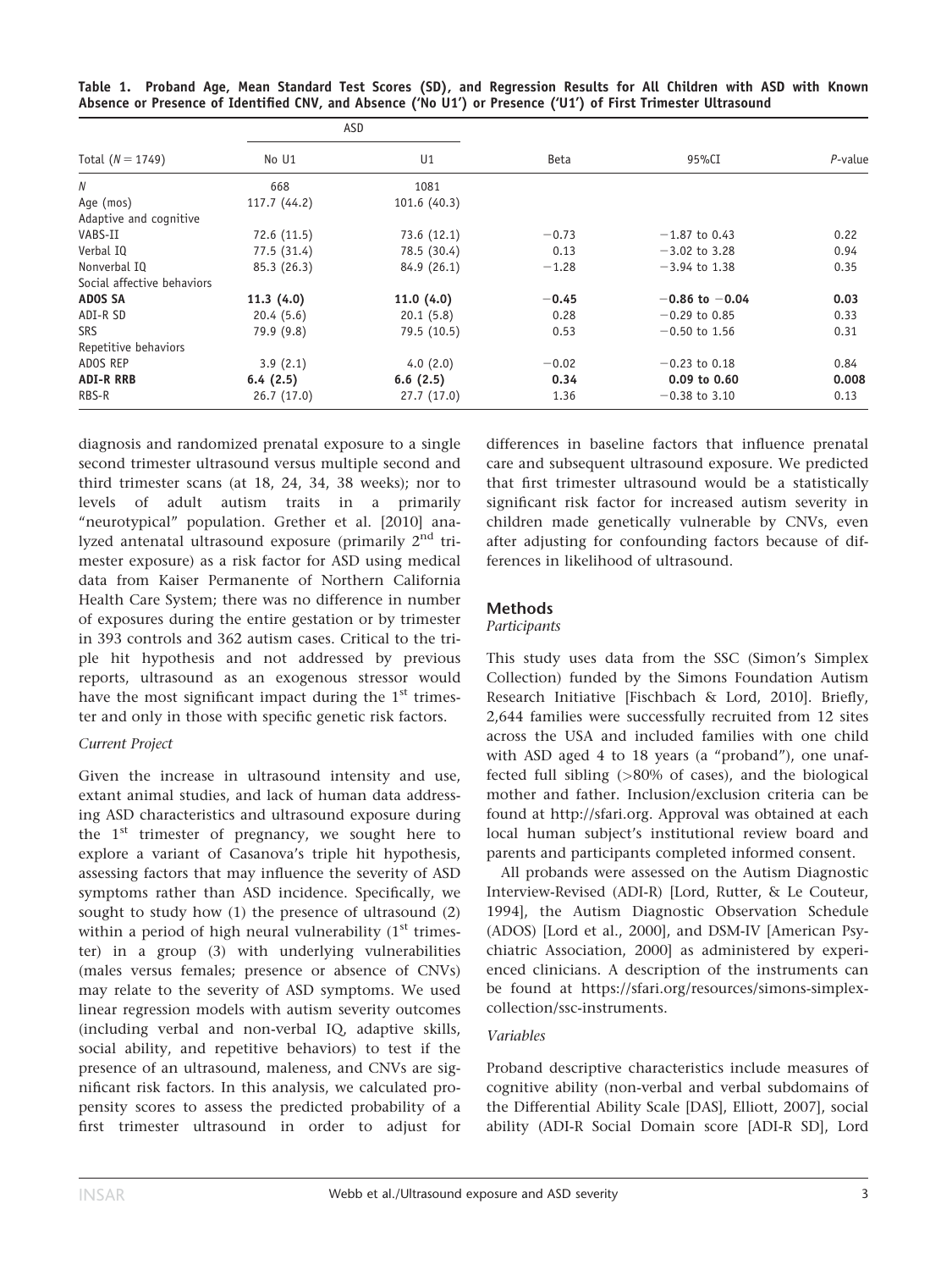**Table 1. Proband Age, Mean Standard Test Scores (SD), and Regression Results for All Children with ASD with Known Absence or Presence of Identified CNV, and Absence ('No U1') or Presence ('U1') of First Trimester Ultrasound**

| Total ($N = 1749$) | ASD | | Beta | 95%CI | $P$-value |
|---|---|---|---|---|---|
| | No U1 | U1 | | | |
| $N$ | 668 | 1081 | | | |
| Age (mos) | 117.7 (44.2) | 101.6 (40.3) | | | |
| Adaptive and cognitive | | | | | |
| VABS-II | 72.6 (11.5) | 73.6 (12.1) | −0.73 | −1.87 to 0.43 | 0.22 |
| Verbal IQ | 77.5 (31.4) | 78.5 (30.4) | 0.13 | −3.02 to 3.28 | 0.94 |
| Nonverbal IQ | 85.3 (26.3) | 84.9 (26.1) | −1.28 | −3.94 to 1.38 | 0.35 |
| Social affective behaviors | | | | | |
| **ADOS SA** | **11.3 (4.0)** | **11.0 (4.0)** | **−0.45** | **−0.86 to −0.04** | **0.03** |
| ADI-R SD | 20.4 (5.6) | 20.1 (5.8) | 0.28 | −0.29 to 0.85 | 0.33 |
| SRS | 79.9 (9.8) | 79.5 (10.5) | 0.53 | −0.50 to 1.56 | 0.31 |
| Repetitive behaviors | | | | | |
| ADOS REP | 3.9 (2.1) | 4.0 (2.0) | −0.02 | −0.23 to 0.18 | 0.84 |
| **ADI-R RRB** | **6.4 (2.5)** | **6.6 (2.5)** | **0.34** | **0.09 to 0.60** | **0.008** |
| RBS-R | 26.7 (17.0) | 27.7 (17.0) | 1.36 | −0.38 to 3.10 | 0.13 |

diagnosis and randomized prenatal exposure to a single second trimester ultrasound versus multiple second and third trimester scans (at 18, 24, 34, 38 weeks); nor to levels of adult autism traits in a primarily "neurotypical" population. Grether et al. [2010] analyzed antenatal ultrasound exposure (primarily 2nd trimester exposure) as a risk factor for ASD using medical data from Kaiser Permanente of Northern California Health Care System; there was no difference in number of exposures during the entire gestation or by trimester in 393 controls and 362 autism cases. Critical to the triple hit hypothesis and not addressed by previous reports, ultrasound as an exogenous stressor would have the most significant impact during the 1st trimester and only in those with specific genetic risk factors.

*Current Project*

Given the increase in ultrasound intensity and use, extant animal studies, and lack of human data addressing ASD characteristics and ultrasound exposure during the 1st trimester of pregnancy, we sought here to explore a variant of Casanova's triple hit hypothesis, assessing factors that may influence the severity of ASD symptoms rather than ASD incidence. Specifically, we sought to study how (1) the presence of ultrasound (2) within a period of high neural vulnerability (1st trimester) in a group (3) with underlying vulnerabilities (males versus females; presence or absence of CNVs) may relate to the severity of ASD symptoms. We used linear regression models with autism severity outcomes (including verbal and non-verbal IQ, adaptive skills, social ability, and repetitive behaviors) to test if the presence of an ultrasound, maleness, and CNVs are significant risk factors. In this analysis, we calculated propensity scores to assess the predicted probability of a first trimester ultrasound in order to adjust for differences in baseline factors that influence prenatal care and subsequent ultrasound exposure. We predicted that first trimester ultrasound would be a statistically significant risk factor for increased autism severity in children made genetically vulnerable by CNVs, even after adjusting for confounding factors because of differences in likelihood of ultrasound.

## Methods

*Participants*

This study uses data from the SSC (Simon's Simplex Collection) funded by the Simons Foundation Autism Research Initiative [Fischbach & Lord, 2010]. Briefly, 2,644 families were successfully recruited from 12 sites across the USA and included families with one child with ASD aged 4 to 18 years (a "proband"), one unaffected full sibling (>80% of cases), and the biological mother and father. Inclusion/exclusion criteria can be found at http://sfari.org. Approval was obtained at each local human subject's institutional review board and parents and participants completed informed consent.

All probands were assessed on the Autism Diagnostic Interview-Revised (ADI-R) [Lord, Rutter, & Le Couteur, 1994], the Autism Diagnostic Observation Schedule (ADOS) [Lord et al., 2000], and DSM-IV [American Psychiatric Association, 2000] as administered by experienced clinicians. A description of the instruments can be found at https://sfari.org/resources/simons-simplex-collection/ssc-instruments.

*Variables*

Proband descriptive characteristics include measures of cognitive ability (non-verbal and verbal subdomains of the Differential Ability Scale [DAS], Elliott, 2007], social ability (ADI-R Social Domain score [ADI-R SD], Lord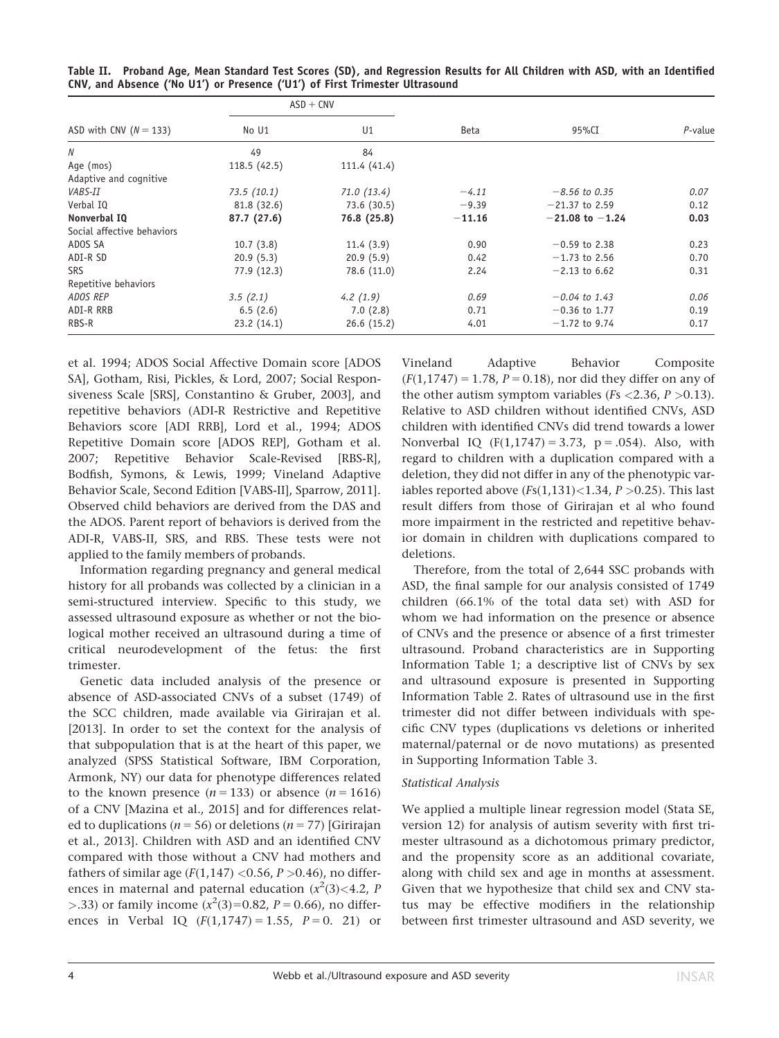**Table II. Proband Age, Mean Standard Test Scores (SD), and Regression Results for All Children with ASD, with an Identified CNV, and Absence ('No U1') or Presence ('U1') of First Trimester Ultrasound**

| ASD with CNV ($N = 133$) | ASD + CNV | | Beta | 95%CI | *P*-value |
|---|---|---|---|---|---|
| | No U1 | U1 | | | |
| *N* | 49 | 84 | | | |
| Age (mos) | 118.5 (42.5) | 111.4 (41.4) | | | |
| Adaptive and cognitive | | | | | |
| *VABS-II* | *73.5 (10.1)* | *71.0 (13.4)* | *−4.11* | *−8.56 to 0.35* | *0.07* |
| Verbal IQ | 81.8 (32.6) | 73.6 (30.5) | −9.39 | −21.37 to 2.59 | 0.12 |
| **Nonverbal IQ** | **87.7 (27.6)** | **76.8 (25.8)** | **−11.16** | **−21.08 to −1.24** | **0.03** |
| Social affective behaviors | | | | | |
| ADOS SA | 10.7 (3.8) | 11.4 (3.9) | 0.90 | −0.59 to 2.38 | 0.23 |
| ADI-R SD | 20.9 (5.3) | 20.9 (5.9) | 0.42 | −1.73 to 2.56 | 0.70 |
| SRS | 77.9 (12.3) | 78.6 (11.0) | 2.24 | −2.13 to 6.62 | 0.31 |
| Repetitive behaviors | | | | | |
| *ADOS REP* | *3.5 (2.1)* | *4.2 (1.9)* | *0.69* | *−0.04 to 1.43* | *0.06* |
| ADI-R RRB | 6.5 (2.6) | 7.0 (2.8) | 0.71 | −0.36 to 1.77 | 0.19 |
| RBS-R | 23.2 (14.1) | 26.6 (15.2) | 4.01 | −1.72 to 9.74 | 0.17 |

et al. 1994; ADOS Social Affective Domain score [ADOS SA], Gotham, Risi, Pickles, & Lord, 2007; Social Responsiveness Scale [SRS], Constantino & Gruber, 2003], and repetitive behaviors (ADI-R Restrictive and Repetitive Behaviors score [ADI RRB], Lord et al., 1994; ADOS Repetitive Domain score [ADOS REP], Gotham et al. 2007; Repetitive Behavior Scale-Revised [RBS-R], Bodfish, Symons, & Lewis, 1999; Vineland Adaptive Behavior Scale, Second Edition [VABS-II], Sparrow, 2011]. Observed child behaviors are derived from the DAS and the ADOS. Parent report of behaviors is derived from the ADI-R, VABS-II, SRS, and RBS. These tests were not applied to the family members of probands.

Information regarding pregnancy and general medical history for all probands was collected by a clinician in a semi-structured interview. Specific to this study, we assessed ultrasound exposure as whether or not the biological mother received an ultrasound during a time of critical neurodevelopment of the fetus: the first trimester.

Genetic data included analysis of the presence or absence of ASD-associated CNVs of a subset (1749) of the SCC children, made available via Girirajan et al. [2013]. In order to set the context for the analysis of that subpopulation that is at the heart of this paper, we analyzed (SPSS Statistical Software, IBM Corporation, Armonk, NY) our data for phenotype differences related to the known presence ($n = 133$) or absence ($n = 1616$) of a CNV [Mazina et al., 2015] and for differences related to duplications ($n = 56$) or deletions ($n = 77$) [Girirajan et al., 2013]. Children with ASD and an identified CNV compared with those without a CNV had mothers and fathers of similar age ($F(1,147) < 0.56$, $P > 0.46$), no differences in maternal and paternal education ($x^2(3) < 4.2$, $P > .33$) or family income ($x^2(3) = 0.82$, $P = 0.66$), no differences in Verbal IQ ($F(1,1747) = 1.55$, $P = 0.21$) or Vineland Adaptive Behavior Composite ($F(1,1747) = 1.78$, $P = 0.18$), nor did they differ on any of the other autism symptom variables ($Fs < 2.36$, $P > 0.13$). Relative to ASD children without identified CNVs, ASD children with identified CNVs did trend towards a lower Nonverbal IQ ($F(1,1747) = 3.73$, $p = .054$). Also, with regard to children with a duplication compared with a deletion, they did not differ in any of the phenotypic variables reported above ($Fs(1,131) < 1.34$, $P > 0.25$). This last result differs from those of Girirajan et al who found more impairment in the restricted and repetitive behavior domain in children with duplications compared to deletions.

Therefore, from the total of 2,644 SSC probands with ASD, the final sample for our analysis consisted of 1749 children (66.1% of the total data set) with ASD for whom we had information on the presence or absence of CNVs and the presence or absence of a first trimester ultrasound. Proband characteristics are in Supporting Information Table 1; a descriptive list of CNVs by sex and ultrasound exposure is presented in Supporting Information Table 2. Rates of ultrasound use in the first trimester did not differ between individuals with specific CNV types (duplications vs deletions or inherited maternal/paternal or de novo mutations) as presented in Supporting Information Table 3.

### Statistical Analysis

We applied a multiple linear regression model (Stata SE, version 12) for analysis of autism severity with first trimester ultrasound as a dichotomous primary predictor, and the propensity score as an additional covariate, along with child sex and age in months at assessment. Given that we hypothesize that child sex and CNV status may be effective modifiers in the relationship between first trimester ultrasound and ASD severity, we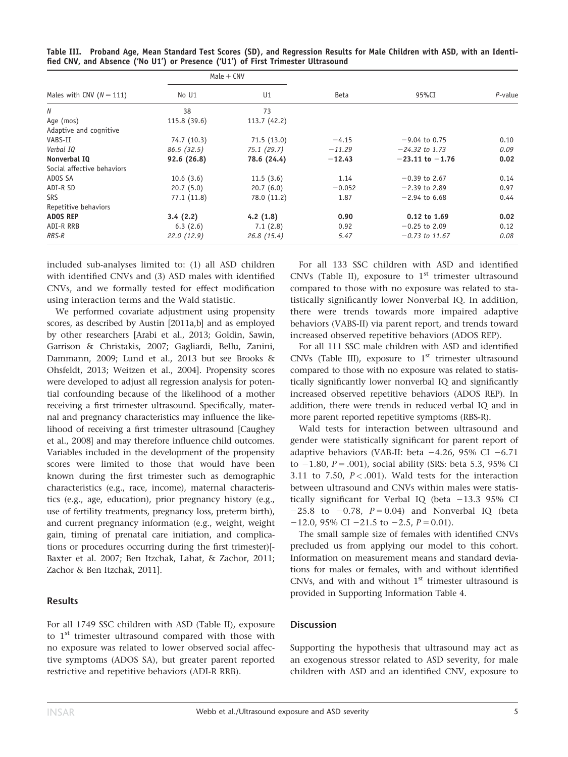**Table III. Proband Age, Mean Standard Test Scores (SD), and Regression Results for Male Children with ASD, with an Identified CNV, and Absence ('No U1') or Presence ('U1') of First Trimester Ultrasound**

| Males with CNV ($N = 111$) | Male + CNV | | Beta | 95%CI | $P$-value |
|---|---|---|---|---|---|
| | No U1 | U1 | | | |
| *N* | 38 | 73 | | | |
| Age (mos) | 115.8 (39.6) | 113.7 (42.2) | | | |
| Adaptive and cognitive | | | | | |
| VABS-II | 74.7 (10.3) | 71.5 (13.0) | −4.15 | −9.04 to 0.75 | 0.10 |
| *Verbal IQ* | *86.5 (32.5)* | *75.1 (29.7)* | *−11.29* | *−24.32 to 1.73* | *0.09* |
| **Nonverbal IQ** | **92.6 (26.8)** | **78.6 (24.4)** | **−12.43** | **−23.11 to −1.76** | **0.02** |
| Social affective behaviors | | | | | |
| ADOS SA | 10.6 (3.6) | 11.5 (3.6) | 1.14 | −0.39 to 2.67 | 0.14 |
| ADI-R SD | 20.7 (5.0) | 20.7 (6.0) | −0.052 | −2.39 to 2.89 | 0.97 |
| SRS | 77.1 (11.8) | 78.0 (11.2) | 1.87 | −2.94 to 6.68 | 0.44 |
| Repetitive behaviors | | | | | |
| **ADOS REP** | **3.4 (2.2)** | **4.2 (1.8)** | **0.90** | **0.12 to 1.69** | **0.02** |
| ADI-R RRB | 6.3 (2.6) | 7.1 (2.8) | 0.92 | −0.25 to 2.09 | 0.12 |
| *RBS-R* | *22.0 (12.9)* | *26.8 (15.4)* | *5.47* | *−0.73 to 11.67* | *0.08* |

included sub-analyses limited to: (1) all ASD children with identified CNVs and (3) ASD males with identified CNVs, and we formally tested for effect modification using interaction terms and the Wald statistic.

We performed covariate adjustment using propensity scores, as described by Austin [2011a,b] and as employed by other researchers [Arabi et al., 2013; Goldin, Sawin, Garrison & Christakis, 2007; Gagliardi, Bellu, Zanini, Dammann, 2009; Lund et al., 2013 but see Brooks & Ohsfeldt, 2013; Weitzen et al., 2004]. Propensity scores were developed to adjust all regression analysis for potential confounding because of the likelihood of a mother receiving a first trimester ultrasound. Specifically, maternal and pregnancy characteristics may influence the likelihood of receiving a first trimester ultrasound [Caughey et al., 2008] and may therefore influence child outcomes. Variables included in the development of the propensity scores were limited to those that would have been known during the first trimester such as demographic characteristics (e.g., race, income), maternal characteristics (e.g., age, education), prior pregnancy history (e.g., use of fertility treatments, pregnancy loss, preterm birth), and current pregnancy information (e.g., weight, weight gain, timing of prenatal care initiation, and complications or procedures occurring during the first trimester)[-Baxter et al. 2007; Ben Itzchak, Lahat, & Zachor, 2011; Zachor & Ben Itzchak, 2011].

## Results

For all 1749 SSC children with ASD (Table II), exposure to 1st trimester ultrasound compared with those with no exposure was related to lower observed social affective symptoms (ADOS SA), but greater parent reported restrictive and repetitive behaviors (ADI-R RRB).

For all 133 SSC children with ASD and identified CNVs (Table II), exposure to 1st trimester ultrasound compared to those with no exposure was related to statistically significantly lower Nonverbal IQ. In addition, there were trends towards more impaired adaptive behaviors (VABS-II) via parent report, and trends toward increased observed repetitive behaviors (ADOS REP).

For all 111 SSC male children with ASD and identified CNVs (Table III), exposure to 1st trimester ultrasound compared to those with no exposure was related to statistically significantly lower nonverbal IQ and significantly increased observed repetitive behaviors (ADOS REP). In addition, there were trends in reduced verbal IQ and in more parent reported repetitive symptoms (RBS-R).

Wald tests for interaction between ultrasound and gender were statistically significant for parent report of adaptive behaviors (VAB-II: beta −4.26, 95% CI −6.71 to −1.80, $P = .001$), social ability (SRS: beta 5.3, 95% CI 3.11 to 7.50, $P < .001$). Wald tests for the interaction between ultrasound and CNVs within males were statistically significant for Verbal IQ (beta −13.3 95% CI −25.8 to −0.78, $P = 0.04$) and Nonverbal IQ (beta −12.0, 95% CI −21.5 to −2.5, $P = 0.01$).

The small sample size of females with identified CNVs precluded us from applying our model to this cohort. Information on measurement means and standard deviations for males or females, with and without identified CNVs, and with and without 1st trimester ultrasound is provided in Supporting Information Table 4.

## Discussion

Supporting the hypothesis that ultrasound may act as an exogenous stressor related to ASD severity, for male children with ASD and an identified CNV, exposure to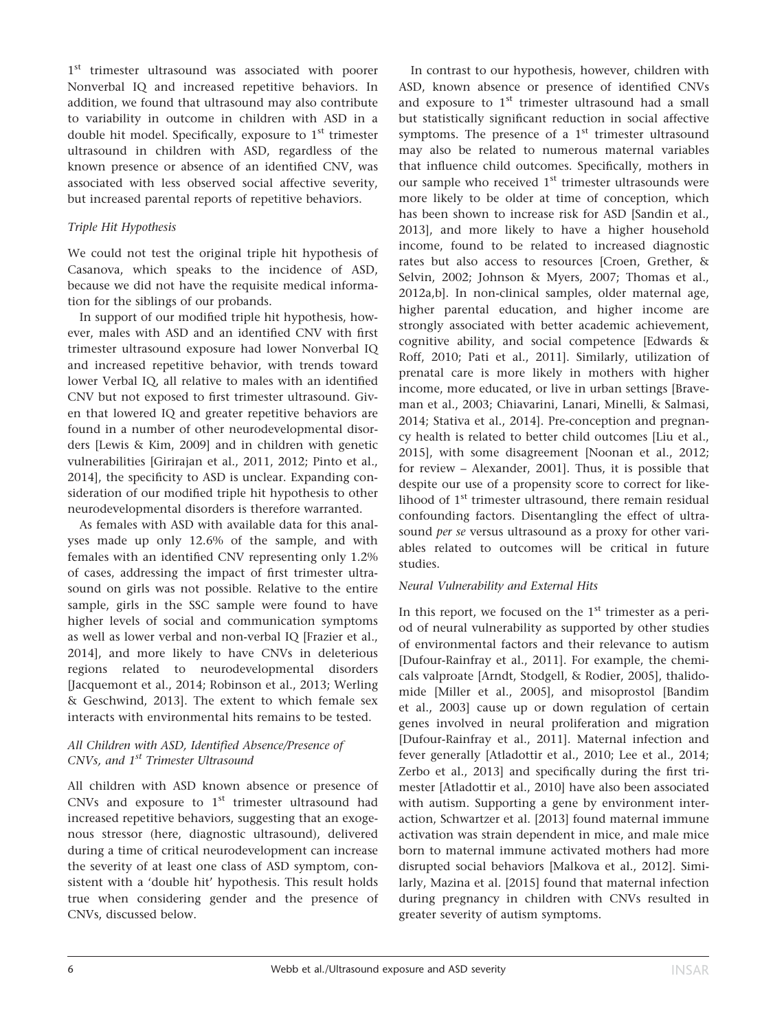1st trimester ultrasound was associated with poorer Nonverbal IQ and increased repetitive behaviors. In addition, we found that ultrasound may also contribute to variability in outcome in children with ASD in a double hit model. Specifically, exposure to 1st trimester ultrasound in children with ASD, regardless of the known presence or absence of an identified CNV, was associated with less observed social affective severity, but increased parental reports of repetitive behaviors.

### *Triple Hit Hypothesis*

We could not test the original triple hit hypothesis of Casanova, which speaks to the incidence of ASD, because we did not have the requisite medical information for the siblings of our probands.

In support of our modified triple hit hypothesis, however, males with ASD and an identified CNV with first trimester ultrasound exposure had lower Nonverbal IQ and increased repetitive behavior, with trends toward lower Verbal IQ, all relative to males with an identified CNV but not exposed to first trimester ultrasound. Given that lowered IQ and greater repetitive behaviors are found in a number of other neurodevelopmental disorders [Lewis & Kim, 2009] and in children with genetic vulnerabilities [Girirajan et al., 2011, 2012; Pinto et al., 2014], the specificity to ASD is unclear. Expanding consideration of our modified triple hit hypothesis to other neurodevelopmental disorders is therefore warranted.

As females with ASD with available data for this analyses made up only 12.6% of the sample, and with females with an identified CNV representing only 1.2% of cases, addressing the impact of first trimester ultrasound on girls was not possible. Relative to the entire sample, girls in the SSC sample were found to have higher levels of social and communication symptoms as well as lower verbal and non-verbal IQ [Frazier et al., 2014], and more likely to have CNVs in deleterious regions related to neurodevelopmental disorders [Jacquemont et al., 2014; Robinson et al., 2013; Werling & Geschwind, 2013]. The extent to which female sex interacts with environmental hits remains to be tested.

### *All Children with ASD, Identified Absence/Presence of CNVs, and 1st Trimester Ultrasound*

All children with ASD known absence or presence of CNVs and exposure to 1st trimester ultrasound had increased repetitive behaviors, suggesting that an exogenous stressor (here, diagnostic ultrasound), delivered during a time of critical neurodevelopment can increase the severity of at least one class of ASD symptom, consistent with a 'double hit' hypothesis. This result holds true when considering gender and the presence of CNVs, discussed below.

In contrast to our hypothesis, however, children with ASD, known absence or presence of identified CNVs and exposure to 1st trimester ultrasound had a small but statistically significant reduction in social affective symptoms. The presence of a 1st trimester ultrasound may also be related to numerous maternal variables that influence child outcomes. Specifically, mothers in our sample who received 1st trimester ultrasounds were more likely to be older at time of conception, which has been shown to increase risk for ASD [Sandin et al., 2013], and more likely to have a higher household income, found to be related to increased diagnostic rates but also access to resources [Croen, Grether, & Selvin, 2002; Johnson & Myers, 2007; Thomas et al., 2012a,b]. In non-clinical samples, older maternal age, higher parental education, and higher income are strongly associated with better academic achievement, cognitive ability, and social competence [Edwards & Roff, 2010; Pati et al., 2011]. Similarly, utilization of prenatal care is more likely in mothers with higher income, more educated, or live in urban settings [Braveman et al., 2003; Chiavarini, Lanari, Minelli, & Salmasi, 2014; Stativa et al., 2014]. Pre-conception and pregnancy health is related to better child outcomes [Liu et al., 2015], with some disagreement [Noonan et al., 2012; for review – Alexander, 2001]. Thus, it is possible that despite our use of a propensity score to correct for likelihood of 1st trimester ultrasound, there remain residual confounding factors. Disentangling the effect of ultrasound *per se* versus ultrasound as a proxy for other variables related to outcomes will be critical in future studies.

### *Neural Vulnerability and External Hits*

In this report, we focused on the 1st trimester as a period of neural vulnerability as supported by other studies of environmental factors and their relevance to autism [Dufour-Rainfray et al., 2011]. For example, the chemicals valproate [Arndt, Stodgell, & Rodier, 2005], thalidomide [Miller et al., 2005], and misoprostol [Bandim et al., 2003] cause up or down regulation of certain genes involved in neural proliferation and migration [Dufour-Rainfray et al., 2011]. Maternal infection and fever generally [Atladottir et al., 2010; Lee et al., 2014; Zerbo et al., 2013] and specifically during the first trimester [Atladottir et al., 2010] have also been associated with autism. Supporting a gene by environment interaction, Schwartzer et al. [2013] found maternal immune activation was strain dependent in mice, and male mice born to maternal immune activated mothers had more disrupted social behaviors [Malkova et al., 2012]. Similarly, Mazina et al. [2015] found that maternal infection during pregnancy in children with CNVs resulted in greater severity of autism symptoms.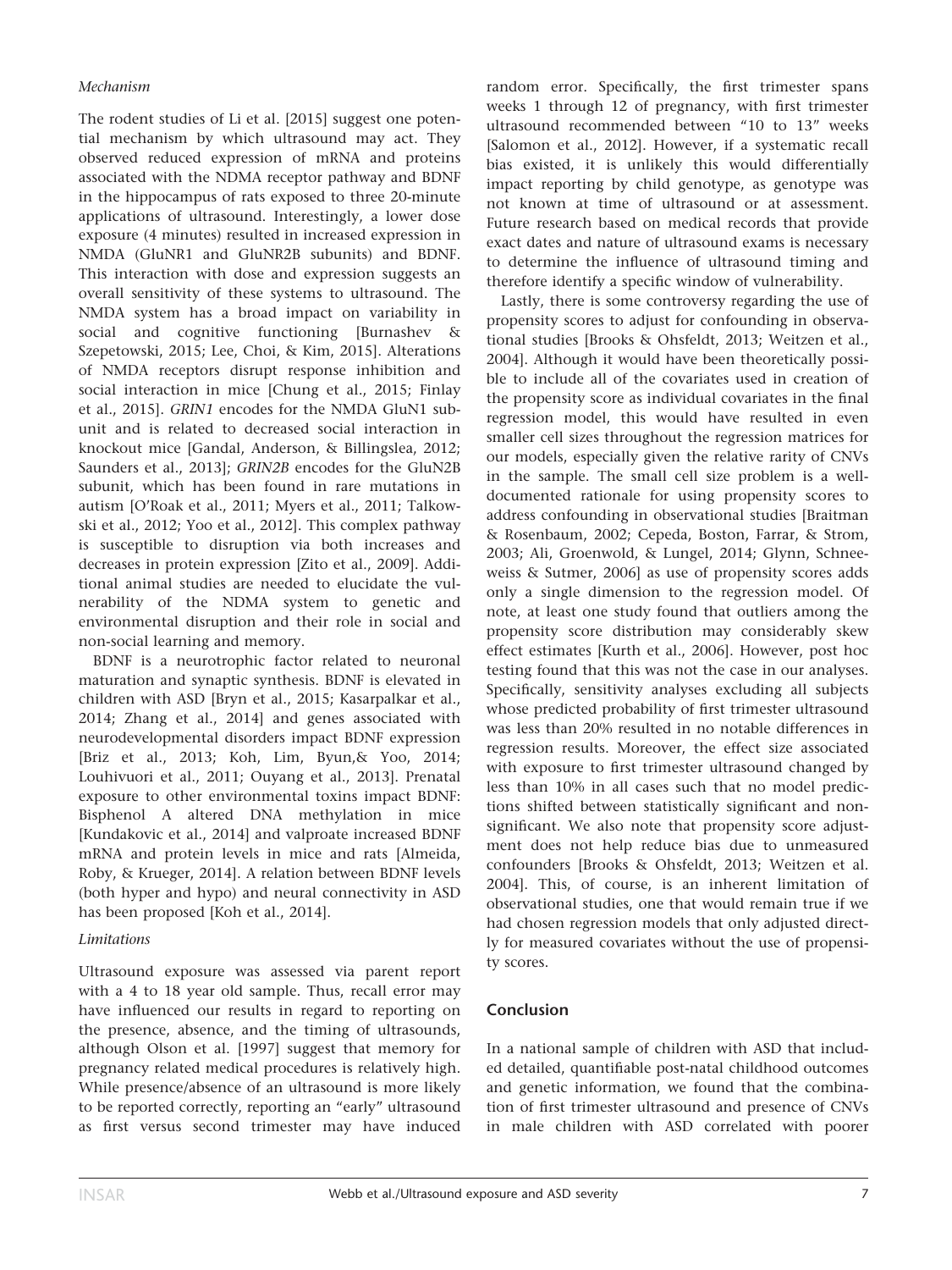*Mechanism*

The rodent studies of Li et al. [2015] suggest one potential mechanism by which ultrasound may act. They observed reduced expression of mRNA and proteins associated with the NDMA receptor pathway and BDNF in the hippocampus of rats exposed to three 20-minute applications of ultrasound. Interestingly, a lower dose exposure (4 minutes) resulted in increased expression in NMDA (GluNR1 and GluNR2B subunits) and BDNF. This interaction with dose and expression suggests an overall sensitivity of these systems to ultrasound. The NMDA system has a broad impact on variability in social and cognitive functioning [Burnashev & Szepetowski, 2015; Lee, Choi, & Kim, 2015]. Alterations of NMDA receptors disrupt response inhibition and social interaction in mice [Chung et al., 2015; Finlay et al., 2015]. *GRIN1* encodes for the NMDA GluN1 subunit and is related to decreased social interaction in knockout mice [Gandal, Anderson, & Billingslea, 2012; Saunders et al., 2013]; *GRIN2B* encodes for the GluN2B subunit, which has been found in rare mutations in autism [O'Roak et al., 2011; Myers et al., 2011; Talkowski et al., 2012; Yoo et al., 2012]. This complex pathway is susceptible to disruption via both increases and decreases in protein expression [Zito et al., 2009]. Additional animal studies are needed to elucidate the vulnerability of the NDMA system to genetic and environmental disruption and their role in social and non-social learning and memory.

BDNF is a neurotrophic factor related to neuronal maturation and synaptic synthesis. BDNF is elevated in children with ASD [Bryn et al., 2015; Kasarpalkar et al., 2014; Zhang et al., 2014] and genes associated with neurodevelopmental disorders impact BDNF expression [Briz et al., 2013; Koh, Lim, Byun,& Yoo, 2014; Louhivuori et al., 2011; Ouyang et al., 2013]. Prenatal exposure to other environmental toxins impact BDNF: Bisphenol A altered DNA methylation in mice [Kundakovic et al., 2014] and valproate increased BDNF mRNA and protein levels in mice and rats [Almeida, Roby, & Krueger, 2014]. A relation between BDNF levels (both hyper and hypo) and neural connectivity in ASD has been proposed [Koh et al., 2014].

*Limitations*

Ultrasound exposure was assessed via parent report with a 4 to 18 year old sample. Thus, recall error may have influenced our results in regard to reporting on the presence, absence, and the timing of ultrasounds, although Olson et al. [1997] suggest that memory for pregnancy related medical procedures is relatively high. While presence/absence of an ultrasound is more likely to be reported correctly, reporting an "early" ultrasound as first versus second trimester may have induced random error. Specifically, the first trimester spans weeks 1 through 12 of pregnancy, with first trimester ultrasound recommended between "10 to 13" weeks [Salomon et al., 2012]. However, if a systematic recall bias existed, it is unlikely this would differentially impact reporting by child genotype, as genotype was not known at time of ultrasound or at assessment. Future research based on medical records that provide exact dates and nature of ultrasound exams is necessary to determine the influence of ultrasound timing and therefore identify a specific window of vulnerability.

Lastly, there is some controversy regarding the use of propensity scores to adjust for confounding in observational studies [Brooks & Ohsfeldt, 2013; Weitzen et al., 2004]. Although it would have been theoretically possible to include all of the covariates used in creation of the propensity score as individual covariates in the final regression model, this would have resulted in even smaller cell sizes throughout the regression matrices for our models, especially given the relative rarity of CNVs in the sample. The small cell size problem is a well-documented rationale for using propensity scores to address confounding in observational studies [Braitman & Rosenbaum, 2002; Cepeda, Boston, Farrar, & Strom, 2003; Ali, Groenwold, & Lungel, 2014; Glynn, Schneeweiss & Sutmer, 2006] as use of propensity scores adds only a single dimension to the regression model. Of note, at least one study found that outliers among the propensity score distribution may considerably skew effect estimates [Kurth et al., 2006]. However, post hoc testing found that this was not the case in our analyses. Specifically, sensitivity analyses excluding all subjects whose predicted probability of first trimester ultrasound was less than 20% resulted in no notable differences in regression results. Moreover, the effect size associated with exposure to first trimester ultrasound changed by less than 10% in all cases such that no model predictions shifted between statistically significant and non-significant. We also note that propensity score adjustment does not help reduce bias due to unmeasured confounders [Brooks & Ohsfeldt, 2013; Weitzen et al. 2004]. This, of course, is an inherent limitation of observational studies, one that would remain true if we had chosen regression models that only adjusted directly for measured covariates without the use of propensity scores.

## Conclusion

In a national sample of children with ASD that included detailed, quantifiable post-natal childhood outcomes and genetic information, we found that the combination of first trimester ultrasound and presence of CNVs in male children with ASD correlated with poorer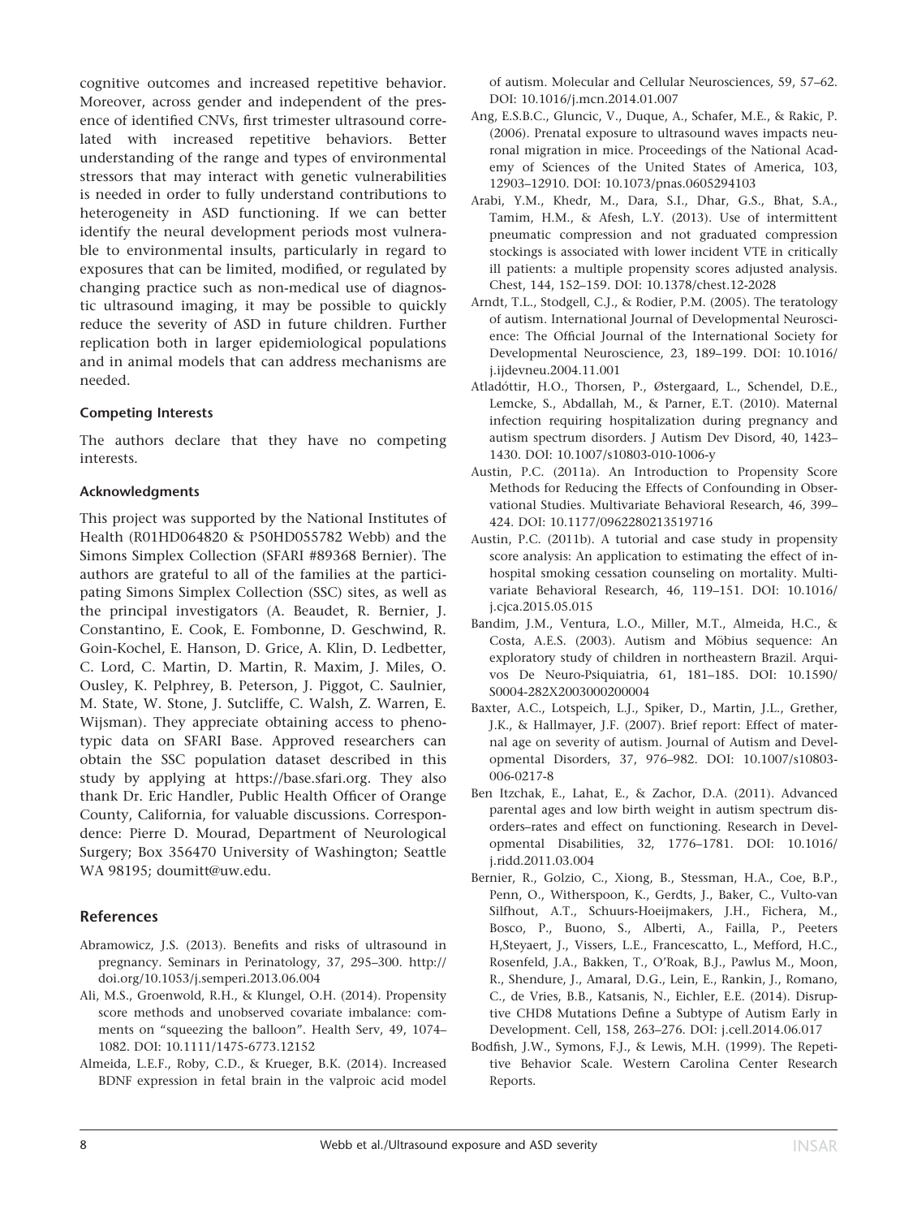cognitive outcomes and increased repetitive behavior. Moreover, across gender and independent of the presence of identified CNVs, first trimester ultrasound correlated with increased repetitive behaviors. Better understanding of the range and types of environmental stressors that may interact with genetic vulnerabilities is needed in order to fully understand contributions to heterogeneity in ASD functioning. If we can better identify the neural development periods most vulnerable to environmental insults, particularly in regard to exposures that can be limited, modified, or regulated by changing practice such as non-medical use of diagnostic ultrasound imaging, it may be possible to quickly reduce the severity of ASD in future children. Further replication both in larger epidemiological populations and in animal models that can address mechanisms are needed.

### Competing Interests

The authors declare that they have no competing interests.

### Acknowledgments

This project was supported by the National Institutes of Health (R01HD064820 & P50HD055782 Webb) and the Simons Simplex Collection (SFARI #89368 Bernier). The authors are grateful to all of the families at the participating Simons Simplex Collection (SSC) sites, as well as the principal investigators (A. Beaudet, R. Bernier, J. Constantino, E. Cook, E. Fombonne, D. Geschwind, R. Goin-Kochel, E. Hanson, D. Grice, A. Klin, D. Ledbetter, C. Lord, C. Martin, D. Martin, R. Maxim, J. Miles, O. Ousley, K. Pelphrey, B. Peterson, J. Piggot, C. Saulnier, M. State, W. Stone, J. Sutcliffe, C. Walsh, Z. Warren, E. Wijsman). They appreciate obtaining access to phenotypic data on SFARI Base. Approved researchers can obtain the SSC population dataset described in this study by applying at https://base.sfari.org. They also thank Dr. Eric Handler, Public Health Officer of Orange County, California, for valuable discussions. Correspondence: Pierre D. Mourad, Department of Neurological Surgery; Box 356470 University of Washington; Seattle WA 98195; doumitt@uw.edu.

## References

Abramowicz, J.S. (2013). Benefits and risks of ultrasound in pregnancy. Seminars in Perinatology, 37, 295–300. http://doi.org/10.1053/j.semperi.2013.06.004

Ali, M.S., Groenwold, R.H., & Klungel, O.H. (2014). Propensity score methods and unobserved covariate imbalance: comments on "squeezing the balloon". Health Serv, 49, 1074–1082. DOI: 10.1111/1475-6773.12152

Almeida, L.E.F., Roby, C.D., & Krueger, B.K. (2014). Increased BDNF expression in fetal brain in the valproic acid model of autism. Molecular and Cellular Neurosciences, 59, 57–62. DOI: 10.1016/j.mcn.2014.01.007

Ang, E.S.B.C., Gluncic, V., Duque, A., Schafer, M.E., & Rakic, P. (2006). Prenatal exposure to ultrasound waves impacts neuronal migration in mice. Proceedings of the National Academy of Sciences of the United States of America, 103, 12903–12910. DOI: 10.1073/pnas.0605294103

Arabi, Y.M., Khedr, M., Dara, S.I., Dhar, G.S., Bhat, S.A., Tamim, H.M., & Afesh, L.Y. (2013). Use of intermittent pneumatic compression and not graduated compression stockings is associated with lower incident VTE in critically ill patients: a multiple propensity scores adjusted analysis. Chest, 144, 152–159. DOI: 10.1378/chest.12-2028

Arndt, T.L., Stodgell, C.J., & Rodier, P.M. (2005). The teratology of autism. International Journal of Developmental Neuroscience: The Official Journal of the International Society for Developmental Neuroscience, 23, 189–199. DOI: 10.1016/j.ijdevneu.2004.11.001

Atladóttir, H.O., Thorsen, P., Østergaard, L., Schendel, D.E., Lemcke, S., Abdallah, M., & Parner, E.T. (2010). Maternal infection requiring hospitalization during pregnancy and autism spectrum disorders. J Autism Dev Disord, 40, 1423–1430. DOI: 10.1007/s10803-010-1006-y

Austin, P.C. (2011a). An Introduction to Propensity Score Methods for Reducing the Effects of Confounding in Observational Studies. Multivariate Behavioral Research, 46, 399–424. DOI: 10.1177/0962280213519716

Austin, P.C. (2011b). A tutorial and case study in propensity score analysis: An application to estimating the effect of in-hospital smoking cessation counseling on mortality. Multivariate Behavioral Research, 46, 119–151. DOI: 10.1016/j.cjca.2015.05.015

Bandim, J.M., Ventura, L.O., Miller, M.T., Almeida, H.C., & Costa, A.E.S. (2003). Autism and Möbius sequence: An exploratory study of children in northeastern Brazil. Arquivos De Neuro-Psiquiatria, 61, 181–185. DOI: 10.1590/S0004-282X2003000200004

Baxter, A.C., Lotspeich, L.J., Spiker, D., Martin, J.L., Grether, J.K., & Hallmayer, J.F. (2007). Brief report: Effect of maternal age on severity of autism. Journal of Autism and Developmental Disorders, 37, 976–982. DOI: 10.1007/s10803-006-0217-8

Ben Itzchak, E., Lahat, E., & Zachor, D.A. (2011). Advanced parental ages and low birth weight in autism spectrum disorders–rates and effect on functioning. Research in Developmental Disabilities, 32, 1776–1781. DOI: 10.1016/j.ridd.2011.03.004

Bernier, R., Golzio, C., Xiong, B., Stessman, H.A., Coe, B.P., Penn, O., Witherspoon, K., Gerdts, J., Baker, C., Vulto-van Silfhout, A.T., Schuurs-Hoeijmakers, J.H., Fichera, M., Bosco, P., Buono, S., Alberti, A., Failla, P., Peeters H,Steyaert, J., Vissers, L.E., Francescatto, L., Mefford, H.C., Rosenfeld, J.A., Bakken, T., O'Roak, B.J., Pawlus M., Moon, R., Shendure, J., Amaral, D.G., Lein, E., Rankin, J., Romano, C., de Vries, B.B., Katsanis, N., Eichler, E.E. (2014). Disruptive CHD8 Mutations Define a Subtype of Autism Early in Development. Cell, 158, 263–276. DOI: j.cell.2014.06.017

Bodfish, J.W., Symons, F.J., & Lewis, M.H. (1999). The Repetitive Behavior Scale. Western Carolina Center Research Reports.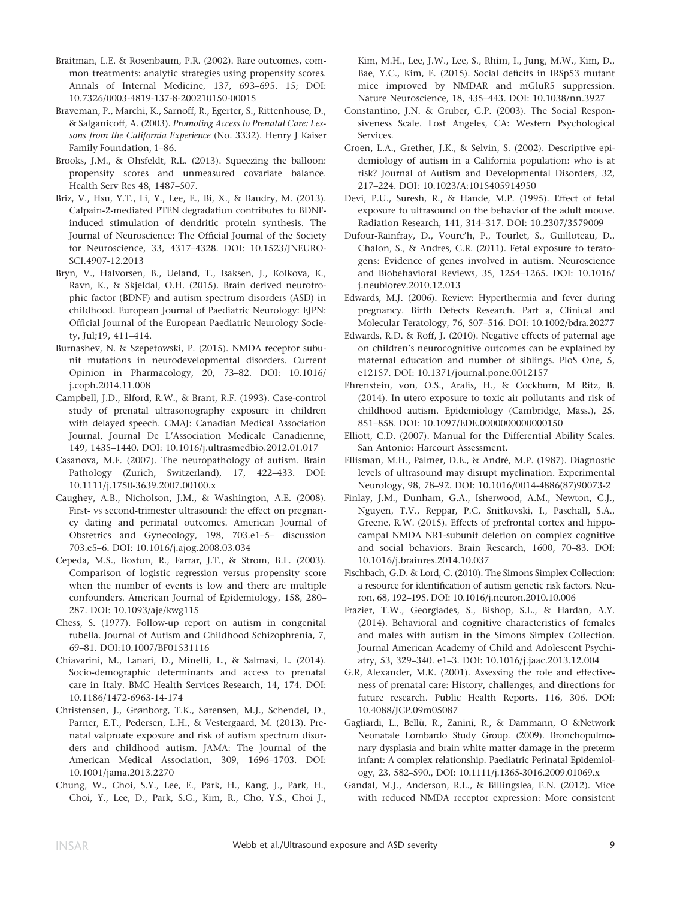Braitman, L.E. & Rosenbaum, P.R. (2002). Rare outcomes, common treatments: analytic strategies using propensity scores. Annals of Internal Medicine, 137, 693–695. 15; DOI: 10.7326/0003-4819-137-8-200210150-00015

Braveman, P., Marchi, K., Sarnoff, R., Egerter, S., Rittenhouse, D., & Salganicoff, A. (2003). *Promoting Access to Prenatal Care: Lessons from the California Experience* (No. 3332). Henry J Kaiser Family Foundation, 1–86.

Brooks, J.M., & Ohsfeldt, R.L. (2013). Squeezing the balloon: propensity scores and unmeasured covariate balance. Health Serv Res 48, 1487–507.

Briz, V., Hsu, Y.T., Li, Y., Lee, E., Bi, X., & Baudry, M. (2013). Calpain-2-mediated PTEN degradation contributes to BDNF-induced stimulation of dendritic protein synthesis. The Journal of Neuroscience: The Official Journal of the Society for Neuroscience, 33, 4317–4328. DOI: 10.1523/JNEUROSCI.4907-12.2013

Bryn, V., Halvorsen, B., Ueland, T., Isaksen, J., Kolkova, K., Ravn, K., & Skjeldal, O.H. (2015). Brain derived neurotrophic factor (BDNF) and autism spectrum disorders (ASD) in childhood. European Journal of Paediatric Neurology: EJPN: Official Journal of the European Paediatric Neurology Society, Jul;19, 411–414.

Burnashev, N. & Szepetowski, P. (2015). NMDA receptor subunit mutations in neurodevelopmental disorders. Current Opinion in Pharmacology, 20, 73–82. DOI: 10.1016/j.coph.2014.11.008

Campbell, J.D., Elford, R.W., & Brant, R.F. (1993). Case-control study of prenatal ultrasonography exposure in children with delayed speech. CMAJ: Canadian Medical Association Journal, Journal De L'Association Medicale Canadienne, 149, 1435–1440. DOI: 10.1016/j.ultrasmedbio.2012.01.017

Casanova, M.F. (2007). The neuropathology of autism. Brain Pathology (Zurich, Switzerland), 17, 422–433. DOI: 10.1111/j.1750-3639.2007.00100.x

Caughey, A.B., Nicholson, J.M., & Washington, A.E. (2008). First- vs second-trimester ultrasound: the effect on pregnancy dating and perinatal outcomes. American Journal of Obstetrics and Gynecology, 198, 703.e1–5– discussion 703.e5–6. DOI: 10.1016/j.ajog.2008.03.034

Cepeda, M.S., Boston, R., Farrar, J.T., & Strom, B.L. (2003). Comparison of logistic regression versus propensity score when the number of events is low and there are multiple confounders. American Journal of Epidemiology, 158, 280–287. DOI: 10.1093/aje/kwg115

Chess, S. (1977). Follow-up report on autism in congenital rubella. Journal of Autism and Childhood Schizophrenia, 7, 69–81. DOI:10.1007/BF01531116

Chiavarini, M., Lanari, D., Minelli, L., & Salmasi, L. (2014). Socio-demographic determinants and access to prenatal care in Italy. BMC Health Services Research, 14, 174. DOI: 10.1186/1472-6963-14-174

Christensen, J., Grønborg, T.K., Sørensen, M.J., Schendel, D., Parner, E.T., Pedersen, L.H., & Vestergaard, M. (2013). Prenatal valproate exposure and risk of autism spectrum disorders and childhood autism. JAMA: The Journal of the American Medical Association, 309, 1696–1703. DOI: 10.1001/jama.2013.2270

Chung, W., Choi, S.Y., Lee, E., Park, H., Kang, J., Park, H., Choi, Y., Lee, D., Park, S.G., Kim, R., Cho, Y.S., Choi J., Kim, M.H., Lee, J.W., Lee, S., Rhim, I., Jung, M.W., Kim, D., Bae, Y.C., Kim, E. (2015). Social deficits in IRSp53 mutant mice improved by NMDAR and mGluR5 suppression. Nature Neuroscience, 18, 435–443. DOI: 10.1038/nn.3927

Constantino, J.N. & Gruber, C.P. (2003). The Social Responsiveness Scale. Lost Angeles, CA: Western Psychological Services.

Croen, L.A., Grether, J.K., & Selvin, S. (2002). Descriptive epidemiology of autism in a California population: who is at risk? Journal of Autism and Developmental Disorders, 32, 217–224. DOI: 10.1023/A:1015405914950

Devi, P.U., Suresh, R., & Hande, M.P. (1995). Effect of fetal exposure to ultrasound on the behavior of the adult mouse. Radiation Research, 141, 314–317. DOI: 10.2307/3579009

Dufour-Rainfray, D., Vourc'h, P., Tourlet, S., Guilloteau, D., Chalon, S., & Andres, C.R. (2011). Fetal exposure to teratogens: Evidence of genes involved in autism. Neuroscience and Biobehavioral Reviews, 35, 1254–1265. DOI: 10.1016/j.neubiorev.2010.12.013

Edwards, M.J. (2006). Review: Hyperthermia and fever during pregnancy. Birth Defects Research. Part a, Clinical and Molecular Teratology, 76, 507–516. DOI: 10.1002/bdra.20277

Edwards, R.D. & Roff, J. (2010). Negative effects of paternal age on children's neurocognitive outcomes can be explained by maternal education and number of siblings. PloS One, 5, e12157. DOI: 10.1371/journal.pone.0012157

Ehrenstein, von, O.S., Aralis, H., & Cockburn, M Ritz, B. (2014). In utero exposure to toxic air pollutants and risk of childhood autism. Epidemiology (Cambridge, Mass.), 25, 851–858. DOI: 10.1097/EDE.0000000000000150

Elliott, C.D. (2007). Manual for the Differential Ability Scales. San Antonio: Harcourt Assessment.

Ellisman, M.H., Palmer, D.E., & André, M.P. (1987). Diagnostic levels of ultrasound may disrupt myelination. Experimental Neurology, 98, 78–92. DOI: 10.1016/0014-4886(87)90073-2

Finlay, J.M., Dunham, G.A., Isherwood, A.M., Newton, C.J., Nguyen, T.V., Reppar, P.C, Snitkovski, I., Paschall, S.A., Greene, R.W. (2015). Effects of prefrontal cortex and hippocampal NMDA NR1-subunit deletion on complex cognitive and social behaviors. Brain Research, 1600, 70–83. DOI: 10.1016/j.brainres.2014.10.037

Fischbach, G.D. & Lord, C. (2010). The Simons Simplex Collection: a resource for identification of autism genetic risk factors. Neuron, 68, 192–195. DOI: 10.1016/j.neuron.2010.10.006

Frazier, T.W., Georgiades, S., Bishop, S.L., & Hardan, A.Y. (2014). Behavioral and cognitive characteristics of females and males with autism in the Simons Simplex Collection. Journal American Academy of Child and Adolescent Psychiatry, 53, 329–340. e1–3. DOI: 10.1016/j.jaac.2013.12.004

G.R, Alexander, M.K. (2001). Assessing the role and effectiveness of prenatal care: History, challenges, and directions for future research. Public Health Reports, 116, 306. DOI: 10.4088/JCP.09m05087

Gagliardi, L., Bellù, R., Zanini, R., & Dammann, O &Network Neonatale Lombardo Study Group. (2009). Bronchopulmonary dysplasia and brain white matter damage in the preterm infant: A complex relationship. Paediatric Perinatal Epidemiology, 23, 582–590., DOI: 10.1111/j.1365-3016.2009.01069.x

Gandal, M.J., Anderson, R.L., & Billingslea, E.N. (2012). Mice with reduced NMDA receptor expression: More consistent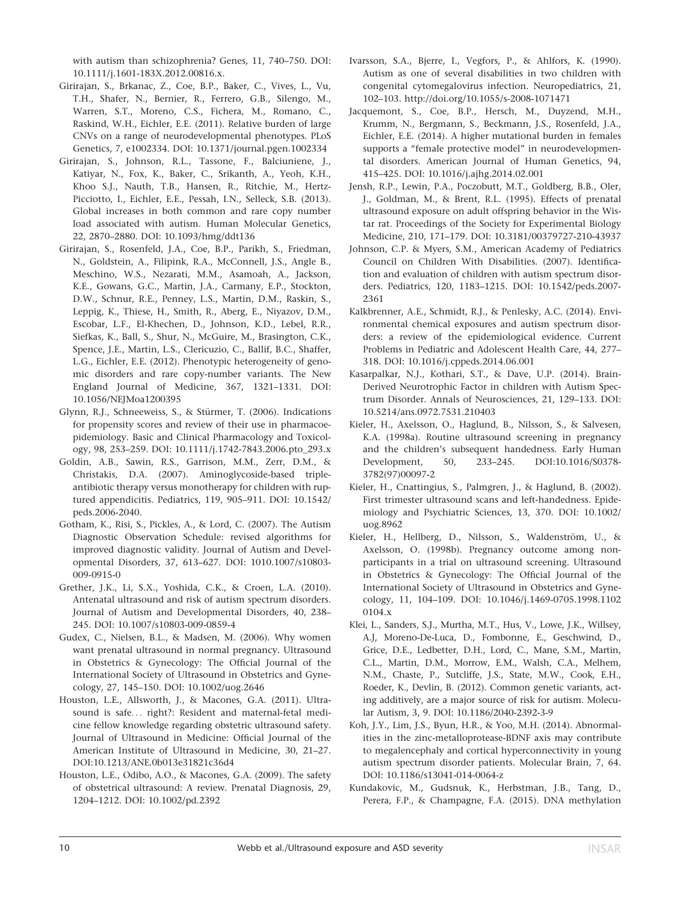with autism than schizophrenia? Genes, 11, 740–750. DOI: 10.1111/j.1601-183X.2012.00816.x.

Girirajan, S., Brkanac, Z., Coe, B.P., Baker, C., Vives, L., Vu, T.H., Shafer, N., Bernier, R., Ferrero, G.B., Silengo, M., Warren, S.T., Moreno, C.S., Fichera, M., Romano, C., Raskind, W.H., Eichler, E.E. (2011). Relative burden of large CNVs on a range of neurodevelopmental phenotypes. PLoS Genetics, 7, e1002334. DOI: 10.1371/journal.pgen.1002334

Girirajan, S., Johnson, R.L., Tassone, F., Balciuniene, J., Katiyar, N., Fox, K., Baker, C., Srikanth, A., Yeoh, K.H., Khoo S.J., Nauth, T.B., Hansen, R., Ritchie, M., Hertz-Picciotto, I., Eichler, E.E., Pessah, I.N., Selleck, S.B. (2013). Global increases in both common and rare copy number load associated with autism. Human Molecular Genetics, 22, 2870–2880. DOI: 10.1093/hmg/ddt136

Girirajan, S., Rosenfeld, J.A., Coe, B.P., Parikh, S., Friedman, N., Goldstein, A., Filipink, R.A., McConnell, J.S., Angle B., Meschino, W.S., Nezarati, M.M., Asamoah, A., Jackson, K.E., Gowans, G.C., Martin, J.A., Carmany, E.P., Stockton, D.W., Schnur, R.E., Penney, L.S., Martin, D.M., Raskin, S., Leppig, K., Thiese, H., Smith, R., Aberg, E., Niyazov, D.M., Escobar, L.F., El-Khechen, D., Johnson, K.D., Lebel, R.R., Siefkas, K., Ball, S., Shur, N., McGuire, M., Brasington, C.K., Spence, J.E., Martin, L.S., Clericuzio, C., Ballif, B.C., Shaffer, L.G., Eichler, E.E. (2012). Phenotypic heterogeneity of genomic disorders and rare copy-number variants. The New England Journal of Medicine, 367, 1321–1331. DOI: 10.1056/NEJMoa1200395

Glynn, R.J., Schneeweiss, S., & Stürmer, T. (2006). Indications for propensity scores and review of their use in pharmacoepidemiology. Basic and Clinical Pharmacology and Toxicology, 98, 253–259. DOI: 10.1111/j.1742-7843.2006.pto_293.x

Goldin, A.B., Sawin, R.S., Garrison, M.M., Zerr, D.M., & Christakis, D.A. (2007). Aminoglycoside-based triple-antibiotic therapy versus monotherapy for children with ruptured appendicitis. Pediatrics, 119, 905–911. DOI: 10.1542/peds.2006-2040.

Gotham, K., Risi, S., Pickles, A., & Lord, C. (2007). The Autism Diagnostic Observation Schedule: revised algorithms for improved diagnostic validity. Journal of Autism and Developmental Disorders, 37, 613–627. DOI: 1010.1007/s10803-009-0915-0

Grether, J.K., Li, S.X., Yoshida, C.K., & Croen, L.A. (2010). Antenatal ultrasound and risk of autism spectrum disorders. Journal of Autism and Developmental Disorders, 40, 238–245. DOI: 10.1007/s10803-009-0859-4

Gudex, C., Nielsen, B.L., & Madsen, M. (2006). Why women want prenatal ultrasound in normal pregnancy. Ultrasound in Obstetrics & Gynecology: The Official Journal of the International Society of Ultrasound in Obstetrics and Gynecology, 27, 145–150. DOI: 10.1002/uog.2646

Houston, L.E., Allsworth, J., & Macones, G.A. (2011). Ultrasound is safe... right?: Resident and maternal-fetal medicine fellow knowledge regarding obstetric ultrasound safety. Journal of Ultrasound in Medicine: Official Journal of the American Institute of Ultrasound in Medicine, 30, 21–27. DOI:10.1213/ANE.0b013e31821c36d4

Houston, L.E., Odibo, A.O., & Macones, G.A. (2009). The safety of obstetrical ultrasound: A review. Prenatal Diagnosis, 29, 1204–1212. DOI: 10.1002/pd.2392

Ivarsson, S.A., Bjerre, I., Vegfors, P., & Ahlfors, K. (1990). Autism as one of several disabilities in two children with congenital cytomegalovirus infection. Neuropediatrics, 21, 102–103. http://doi.org/10.1055/s-2008-1071471

Jacquemont, S., Coe, B.P., Hersch, M., Duyzend, M.H., Krumm, N., Bergmann, S., Beckmann, J.S., Rosenfeld, J.A., Eichler, E.E. (2014). A higher mutational burden in females supports a "female protective model" in neurodevelopmental disorders. American Journal of Human Genetics, 94, 415–425. DOI: 10.1016/j.ajhg.2014.02.001

Jensh, R.P., Lewin, P.A., Poczobutt, M.T., Goldberg, B.B., Oler, J., Goldman, M., & Brent, R.L. (1995). Effects of prenatal ultrasound exposure on adult offspring behavior in the Wistar rat. Proceedings of the Society for Experimental Biology Medicine, 210, 171–179. DOI: 10.3181/00379727-210-43937

Johnson, C.P. & Myers, S.M., American Academy of Pediatrics Council on Children With Disabilities. (2007). Identification and evaluation of children with autism spectrum disorders. Pediatrics, 120, 1183–1215. DOI: 10.1542/peds.2007-2361

Kalkbrenner, A.E., Schmidt, R.J., & Penlesky, A.C. (2014). Environmental chemical exposures and autism spectrum disorders: a review of the epidemiological evidence. Current Problems in Pediatric and Adolescent Health Care, 44, 277–318. DOI: 10.1016/j.cppeds.2014.06.001

Kasarpalkar, N.J., Kothari, S.T., & Dave, U.P. (2014). Brain-Derived Neurotrophic Factor in children with Autism Spectrum Disorder. Annals of Neurosciences, 21, 129–133. DOI: 10.5214/ans.0972.7531.210403

Kieler, H., Axelsson, O., Haglund, B., Nilsson, S., & Salvesen, K.A. (1998a). Routine ultrasound screening in pregnancy and the children's subsequent handedness. Early Human Development, 50, 233–245. DOI:10.1016/S0378-3782(97)00097-2

Kieler, H., Cnattingius, S., Palmgren, J., & Haglund, B. (2002). First trimester ultrasound scans and left-handedness. Epidemiology and Psychiatric Sciences, 13, 370. DOI: 10.1002/uog.8962

Kieler, H., Hellberg, D., Nilsson, S., Waldenström, U., & Axelsson, O. (1998b). Pregnancy outcome among non-participants in a trial on ultrasound screening. Ultrasound in Obstetrics & Gynecology: The Official Journal of the International Society of Ultrasound in Obstetrics and Gynecology, 11, 104–109. DOI: 10.1046/j.1469-0705.1998.1102 0104.x

Klei, L., Sanders, S.J., Murtha, M.T., Hus, V., Lowe, J.K., Willsey, A.J, Moreno-De-Luca, D., Fombonne, E., Geschwind, D., Grice, D.E., Ledbetter, D.H., Lord, C., Mane, S.M., Martin, C.L., Martin, D.M., Morrow, E.M., Walsh, C.A., Melhem, N.M., Chaste, P., Sutcliffe, J.S., State, M.W., Cook, E.H., Roeder, K., Devlin, B. (2012). Common genetic variants, acting additively, are a major source of risk for autism. Molecular Autism, 3, 9. DOI: 10.1186/2040-2392-3-9

Koh, J.Y., Lim, J.S., Byun, H.R., & Yoo, M.H. (2014). Abnormalities in the zinc-metalloprotease-BDNF axis may contribute to megalencephaly and cortical hyperconnectivity in young autism spectrum disorder patients. Molecular Brain, 7, 64. DOI: 10.1186/s13041-014-0064-z

Kundakovic, M., Gudsnuk, K., Herbstman, J.B., Tang, D., Perera, F.P., & Champagne, F.A. (2015). DNA methylation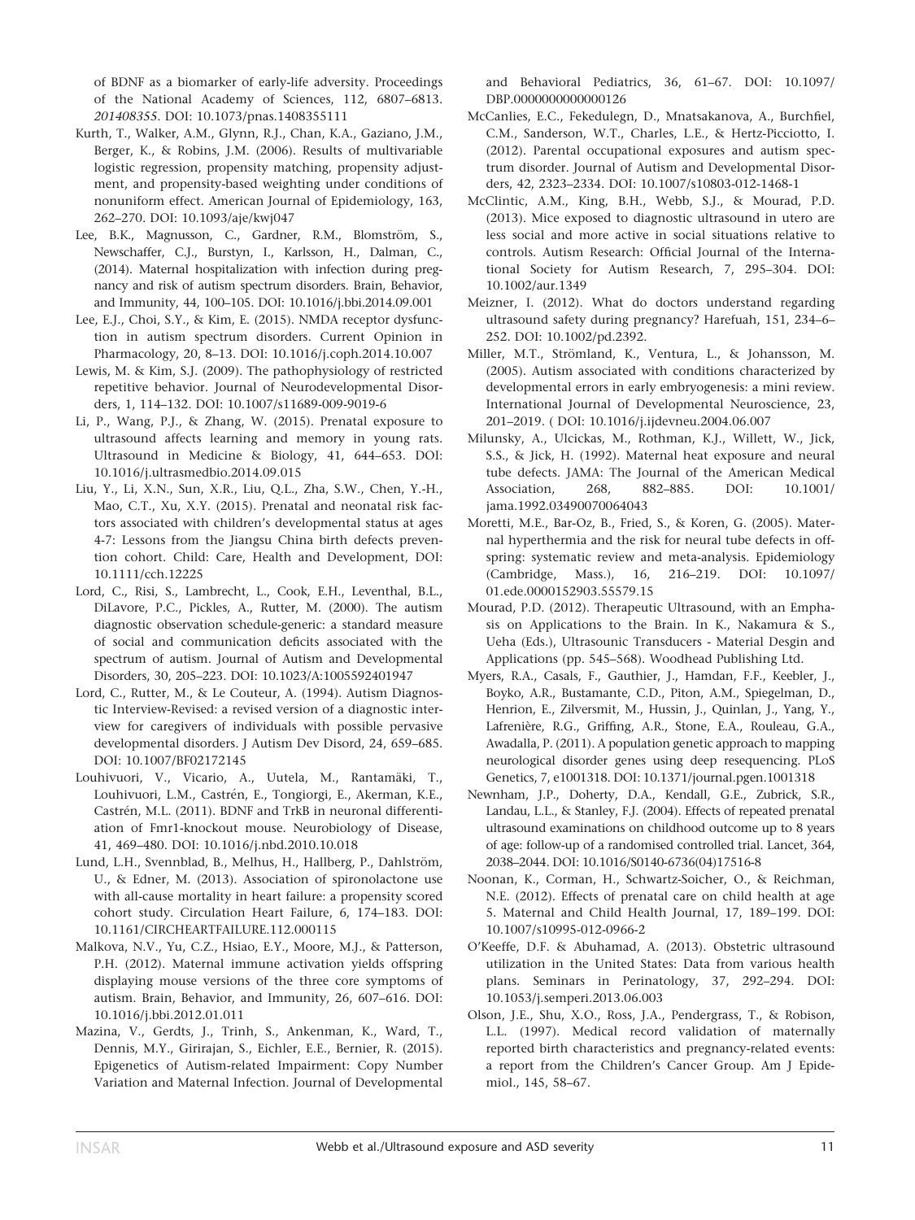of BDNF as a biomarker of early-life adversity. Proceedings of the National Academy of Sciences, 112, 6807–6813. *201408355*. DOI: 10.1073/pnas.1408355111

Kurth, T., Walker, A.M., Glynn, R.J., Chan, K.A., Gaziano, J.M., Berger, K., & Robins, J.M. (2006). Results of multivariable logistic regression, propensity matching, propensity adjustment, and propensity-based weighting under conditions of nonuniform effect. American Journal of Epidemiology, 163, 262–270. DOI: 10.1093/aje/kwj047

Lee, B.K., Magnusson, C., Gardner, R.M., Blomström, S., Newschaffer, C.J., Burstyn, I., Karlsson, H., Dalman, C., (2014). Maternal hospitalization with infection during pregnancy and risk of autism spectrum disorders. Brain, Behavior, and Immunity, 44, 100–105. DOI: 10.1016/j.bbi.2014.09.001

Lee, E.J., Choi, S.Y., & Kim, E. (2015). NMDA receptor dysfunction in autism spectrum disorders. Current Opinion in Pharmacology, 20, 8–13. DOI: 10.1016/j.coph.2014.10.007

Lewis, M. & Kim, S.J. (2009). The pathophysiology of restricted repetitive behavior. Journal of Neurodevelopmental Disorders, 1, 114–132. DOI: 10.1007/s11689-009-9019-6

Li, P., Wang, P.J., & Zhang, W. (2015). Prenatal exposure to ultrasound affects learning and memory in young rats. Ultrasound in Medicine & Biology, 41, 644–653. DOI: 10.1016/j.ultrasmedbio.2014.09.015

Liu, Y., Li, X.N., Sun, X.R., Liu, Q.L., Zha, S.W., Chen, Y.-H., Mao, C.T., Xu, X.Y. (2015). Prenatal and neonatal risk factors associated with children's developmental status at ages 4-7: Lessons from the Jiangsu China birth defects prevention cohort. Child: Care, Health and Development, DOI: 10.1111/cch.12225

Lord, C., Risi, S., Lambrecht, L., Cook, E.H., Leventhal, B.L., DiLavore, P.C., Pickles, A., Rutter, M. (2000). The autism diagnostic observation schedule-generic: a standard measure of social and communication deficits associated with the spectrum of autism. Journal of Autism and Developmental Disorders, 30, 205–223. DOI: 10.1023/A:1005592401947

Lord, C., Rutter, M., & Le Couteur, A. (1994). Autism Diagnostic Interview-Revised: a revised version of a diagnostic interview for caregivers of individuals with possible pervasive developmental disorders. J Autism Dev Disord, 24, 659–685. DOI: 10.1007/BF02172145

Louhivuori, V., Vicario, A., Uutela, M., Rantamäki, T., Louhivuori, L.M., Castrén, E., Tongiorgi, E., Akerman, K.E., Castrén, M.L. (2011). BDNF and TrkB in neuronal differentiation of Fmr1-knockout mouse. Neurobiology of Disease, 41, 469–480. DOI: 10.1016/j.nbd.2010.10.018

Lund, L.H., Svennblad, B., Melhus, H., Hallberg, P., Dahlström, U., & Edner, M. (2013). Association of spironolactone use with all-cause mortality in heart failure: a propensity scored cohort study. Circulation Heart Failure, 6, 174–183. DOI: 10.1161/CIRCHEARTFAILURE.112.000115

Malkova, N.V., Yu, C.Z., Hsiao, E.Y., Moore, M.J., & Patterson, P.H. (2012). Maternal immune activation yields offspring displaying mouse versions of the three core symptoms of autism. Brain, Behavior, and Immunity, 26, 607–616. DOI: 10.1016/j.bbi.2012.01.011

Mazina, V., Gerdts, J., Trinh, S., Ankenman, K., Ward, T., Dennis, M.Y., Girirajan, S., Eichler, E.E., Bernier, R. (2015). Epigenetics of Autism-related Impairment: Copy Number Variation and Maternal Infection. Journal of Developmental and Behavioral Pediatrics, 36, 61–67. DOI: 10.1097/DBP.0000000000000126

McCanlies, E.C., Fekedulegn, D., Mnatsakanova, A., Burchfiel, C.M., Sanderson, W.T., Charles, L.E., & Hertz-Picciotto, I. (2012). Parental occupational exposures and autism spectrum disorder. Journal of Autism and Developmental Disorders, 42, 2323–2334. DOI: 10.1007/s10803-012-1468-1

McClintic, A.M., King, B.H., Webb, S.J., & Mourad, P.D. (2013). Mice exposed to diagnostic ultrasound in utero are less social and more active in social situations relative to controls. Autism Research: Official Journal of the International Society for Autism Research, 7, 295–304. DOI: 10.1002/aur.1349

Meizner, I. (2012). What do doctors understand regarding ultrasound safety during pregnancy? Harefuah, 151, 234–6–252. DOI: 10.1002/pd.2392.

Miller, M.T., Strömland, K., Ventura, L., & Johansson, M. (2005). Autism associated with conditions characterized by developmental errors in early embryogenesis: a mini review. International Journal of Developmental Neuroscience, 23, 201–2019. ( DOI: 10.1016/j.ijdevneu.2004.06.007

Milunsky, A., Ulcickas, M., Rothman, K.J., Willett, W., Jick, S.S., & Jick, H. (1992). Maternal heat exposure and neural tube defects. JAMA: The Journal of the American Medical Association, 268, 882–885. DOI: 10.1001/jama.1992.03490070064043

Moretti, M.E., Bar-Oz, B., Fried, S., & Koren, G. (2005). Maternal hyperthermia and the risk for neural tube defects in offspring: systematic review and meta-analysis. Epidemiology (Cambridge, Mass.), 16, 216–219. DOI: 10.1097/01.ede.0000152903.55579.15

Mourad, P.D. (2012). Therapeutic Ultrasound, with an Emphasis on Applications to the Brain. In K., Nakamura & S., Ueha (Eds.), Ultrasounic Transducers - Material Desgin and Applications (pp. 545–568). Woodhead Publishing Ltd.

Myers, R.A., Casals, F., Gauthier, J., Hamdan, F.F., Keebler, J., Boyko, A.R., Bustamante, C.D., Piton, A.M., Spiegelman, D., Henrion, E., Zilversmit, M., Hussin, J., Quinlan, J., Yang, Y., Lafrenière, R.G., Griffing, A.R., Stone, E.A., Rouleau, G.A., Awadalla, P. (2011). A population genetic approach to mapping neurological disorder genes using deep resequencing. PLoS Genetics, 7, e1001318. DOI: 10.1371/journal.pgen.1001318

Newnham, J.P., Doherty, D.A., Kendall, G.E., Zubrick, S.R., Landau, L.L., & Stanley, F.J. (2004). Effects of repeated prenatal ultrasound examinations on childhood outcome up to 8 years of age: follow-up of a randomised controlled trial. Lancet, 364, 2038–2044. DOI: 10.1016/S0140-6736(04)17516-8

Noonan, K., Corman, H., Schwartz-Soicher, O., & Reichman, N.E. (2012). Effects of prenatal care on child health at age 5. Maternal and Child Health Journal, 17, 189–199. DOI: 10.1007/s10995-012-0966-2

O'Keeffe, D.F. & Abuhamad, A. (2013). Obstetric ultrasound utilization in the United States: Data from various health plans. Seminars in Perinatology, 37, 292–294. DOI: 10.1053/j.semperi.2013.06.003

Olson, J.E., Shu, X.O., Ross, J.A., Pendergrass, T., & Robison, L.L. (1997). Medical record validation of maternally reported birth characteristics and pregnancy-related events: a report from the Children's Cancer Group. Am J Epidemiol., 145, 58–67.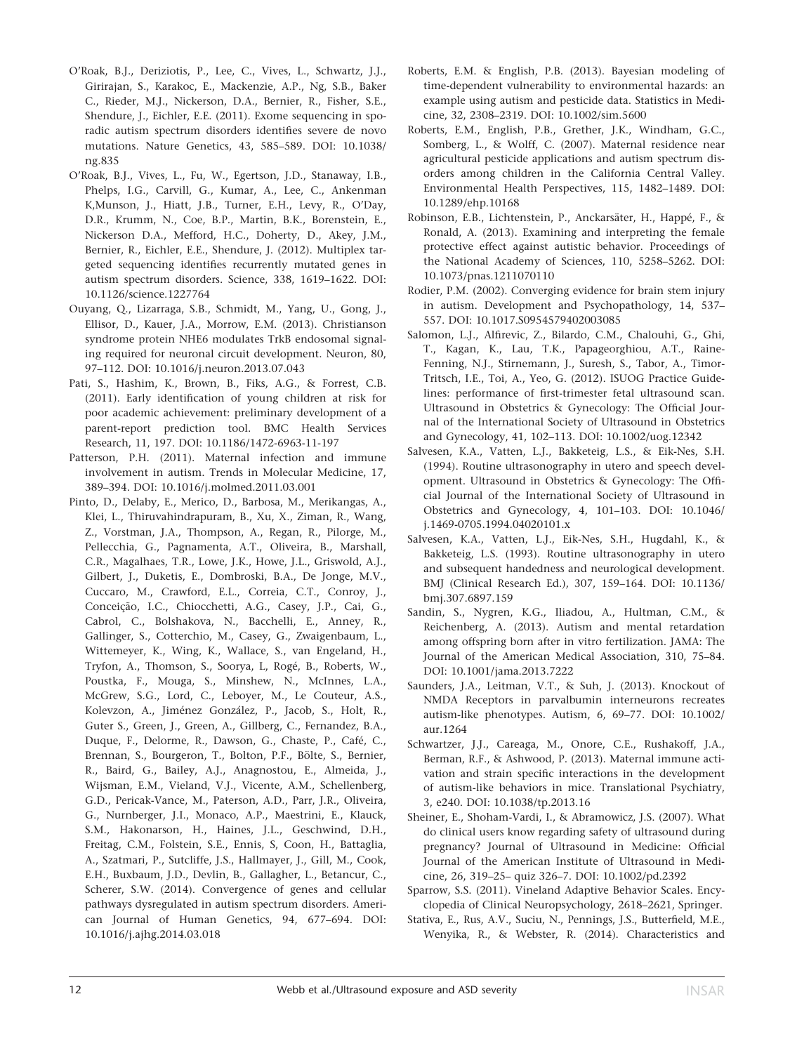O'Roak, B.J., Deriziotis, P., Lee, C., Vives, L., Schwartz, J.J., Girirajan, S., Karakoc, E., Mackenzie, A.P., Ng, S.B., Baker C., Rieder, M.J., Nickerson, D.A., Bernier, R., Fisher, S.E., Shendure, J., Eichler, E.E. (2011). Exome sequencing in sporadic autism spectrum disorders identifies severe de novo mutations. Nature Genetics, 43, 585–589. DOI: 10.1038/ng.835

O'Roak, B.J., Vives, L., Fu, W., Egertson, J.D., Stanaway, I.B., Phelps, I.G., Carvill, G., Kumar, A., Lee, C., Ankenman K,Munson, J., Hiatt, J.B., Turner, E.H., Levy, R., O'Day, D.R., Krumm, N., Coe, B.P., Martin, B.K., Borenstein, E., Nickerson D.A., Mefford, H.C., Doherty, D., Akey, J.M., Bernier, R., Eichler, E.E., Shendure, J. (2012). Multiplex targeted sequencing identifies recurrently mutated genes in autism spectrum disorders. Science, 338, 1619–1622. DOI: 10.1126/science.1227764

Ouyang, Q., Lizarraga, S.B., Schmidt, M., Yang, U., Gong, J., Ellisor, D., Kauer, J.A., Morrow, E.M. (2013). Christianson syndrome protein NHE6 modulates TrkB endosomal signaling required for neuronal circuit development. Neuron, 80, 97–112. DOI: 10.1016/j.neuron.2013.07.043

Pati, S., Hashim, K., Brown, B., Fiks, A.G., & Forrest, C.B. (2011). Early identification of young children at risk for poor academic achievement: preliminary development of a parent-report prediction tool. BMC Health Services Research, 11, 197. DOI: 10.1186/1472-6963-11-197

Patterson, P.H. (2011). Maternal infection and immune involvement in autism. Trends in Molecular Medicine, 17, 389–394. DOI: 10.1016/j.molmed.2011.03.001

Pinto, D., Delaby, E., Merico, D., Barbosa, M., Merikangas, A., Klei, L., Thiruvahindrapuram, B., Xu, X., Ziman, R., Wang, Z., Vorstman, J.A., Thompson, A., Regan, R., Pilorge, M., Pellecchia, G., Pagnamenta, A.T., Oliveira, B., Marshall, C.R., Magalhaes, T.R., Lowe, J.K., Howe, J.L., Griswold, A.J., Gilbert, J., Duketis, E., Dombroski, B.A., De Jonge, M.V., Cuccaro, M., Crawford, E.L., Correia, C.T., Conroy, J., Conceição, I.C., Chiocchetti, A.G., Casey, J.P., Cai, G., Cabrol, C., Bolshakova, N., Bacchelli, E., Anney, R., Gallinger, S., Cotterchio, M., Casey, G., Zwaigenbaum, L., Wittemeyer, K., Wing, K., Wallace, S., van Engeland, H., Tryfon, A., Thomson, S., Soorya, L, Rogé, B., Roberts, W., Poustka, F., Mouga, S., Minshew, N., McInnes, L.A., McGrew, S.G., Lord, C., Leboyer, M., Le Couteur, A.S., Kolevzon, A., Jiménez González, P., Jacob, S., Holt, R., Guter S., Green, J., Green, A., Gillberg, C., Fernandez, B.A., Duque, F., Delorme, R., Dawson, G., Chaste, P., Café, C., Brennan, S., Bourgeron, T., Bolton, P.F., Bölte, S., Bernier, R., Baird, G., Bailey, A.J., Anagnostou, E., Almeida, J., Wijsman, E.M., Vieland, V.J., Vicente, A.M., Schellenberg, G.D., Pericak-Vance, M., Paterson, A.D., Parr, J.R., Oliveira, G., Nurnberger, J.I., Monaco, A.P., Maestrini, E., Klauck, S.M., Hakonarson, H., Haines, J.L., Geschwind, D.H., Freitag, C.M., Folstein, S.E., Ennis, S, Coon, H., Battaglia, A., Szatmari, P., Sutcliffe, J.S., Hallmayer, J., Gill, M., Cook, E.H., Buxbaum, J.D., Devlin, B., Gallagher, L., Betancur, C., Scherer, S.W. (2014). Convergence of genes and cellular pathways dysregulated in autism spectrum disorders. American Journal of Human Genetics, 94, 677–694. DOI: 10.1016/j.ajhg.2014.03.018

Roberts, E.M. & English, P.B. (2013). Bayesian modeling of time-dependent vulnerability to environmental hazards: an example using autism and pesticide data. Statistics in Medicine, 32, 2308–2319. DOI: 10.1002/sim.5600

Roberts, E.M., English, P.B., Grether, J.K., Windham, G.C., Somberg, L., & Wolff, C. (2007). Maternal residence near agricultural pesticide applications and autism spectrum disorders among children in the California Central Valley. Environmental Health Perspectives, 115, 1482–1489. DOI: 10.1289/ehp.10168

Robinson, E.B., Lichtenstein, P., Anckarsäter, H., Happé, F., & Ronald, A. (2013). Examining and interpreting the female protective effect against autistic behavior. Proceedings of the National Academy of Sciences, 110, 5258–5262. DOI: 10.1073/pnas.1211070110

Rodier, P.M. (2002). Converging evidence for brain stem injury in autism. Development and Psychopathology, 14, 537–557. DOI: 10.1017.S0954579402003085

Salomon, L.J., Alfirevic, Z., Bilardo, C.M., Chalouhi, G., Ghi, T., Kagan, K., Lau, T.K., Papageorghiou, A.T., Raine-Fenning, N.J., Stirnemann, J., Suresh, S., Tabor, A., Timor-Tritsch, I.E., Toi, A., Yeo, G. (2012). ISUOG Practice Guidelines: performance of first-trimester fetal ultrasound scan. Ultrasound in Obstetrics & Gynecology: The Official Journal of the International Society of Ultrasound in Obstetrics and Gynecology, 41, 102–113. DOI: 10.1002/uog.12342

Salvesen, K.A., Vatten, L.J., Bakketeig, L.S., & Eik-Nes, S.H. (1994). Routine ultrasonography in utero and speech development. Ultrasound in Obstetrics & Gynecology: The Official Journal of the International Society of Ultrasound in Obstetrics and Gynecology, 4, 101–103. DOI: 10.1046/j.1469-0705.1994.04020101.x

Salvesen, K.A., Vatten, L.J., Eik-Nes, S.H., Hugdahl, K., & Bakketeig, L.S. (1993). Routine ultrasonography in utero and subsequent handedness and neurological development. BMJ (Clinical Research Ed.), 307, 159–164. DOI: 10.1136/bmj.307.6897.159

Sandin, S., Nygren, K.G., Iliadou, A., Hultman, C.M., & Reichenberg, A. (2013). Autism and mental retardation among offspring born after in vitro fertilization. JAMA: The Journal of the American Medical Association, 310, 75–84. DOI: 10.1001/jama.2013.7222

Saunders, J.A., Leitman, V.T., & Suh, J. (2013). Knockout of NMDA Receptors in parvalbumin interneurons recreates autism-like phenotypes. Autism, 6, 69–77. DOI: 10.1002/aur.1264

Schwartzer, J.J., Careaga, M., Onore, C.E., Rushakoff, J.A., Berman, R.F., & Ashwood, P. (2013). Maternal immune activation and strain specific interactions in the development of autism-like behaviors in mice. Translational Psychiatry, 3, e240. DOI: 10.1038/tp.2013.16

Sheiner, E., Shoham-Vardi, I., & Abramowicz, J.S. (2007). What do clinical users know regarding safety of ultrasound during pregnancy? Journal of Ultrasound in Medicine: Official Journal of the American Institute of Ultrasound in Medicine, 26, 319–25– quiz 326–7. DOI: 10.1002/pd.2392

Sparrow, S.S. (2011). Vineland Adaptive Behavior Scales. Encyclopedia of Clinical Neuropsychology, 2618–2621, Springer.

Stativa, E., Rus, A.V., Suciu, N., Pennings, J.S., Butterfield, M.E., Wenyika, R., & Webster, R. (2014). Characteristics and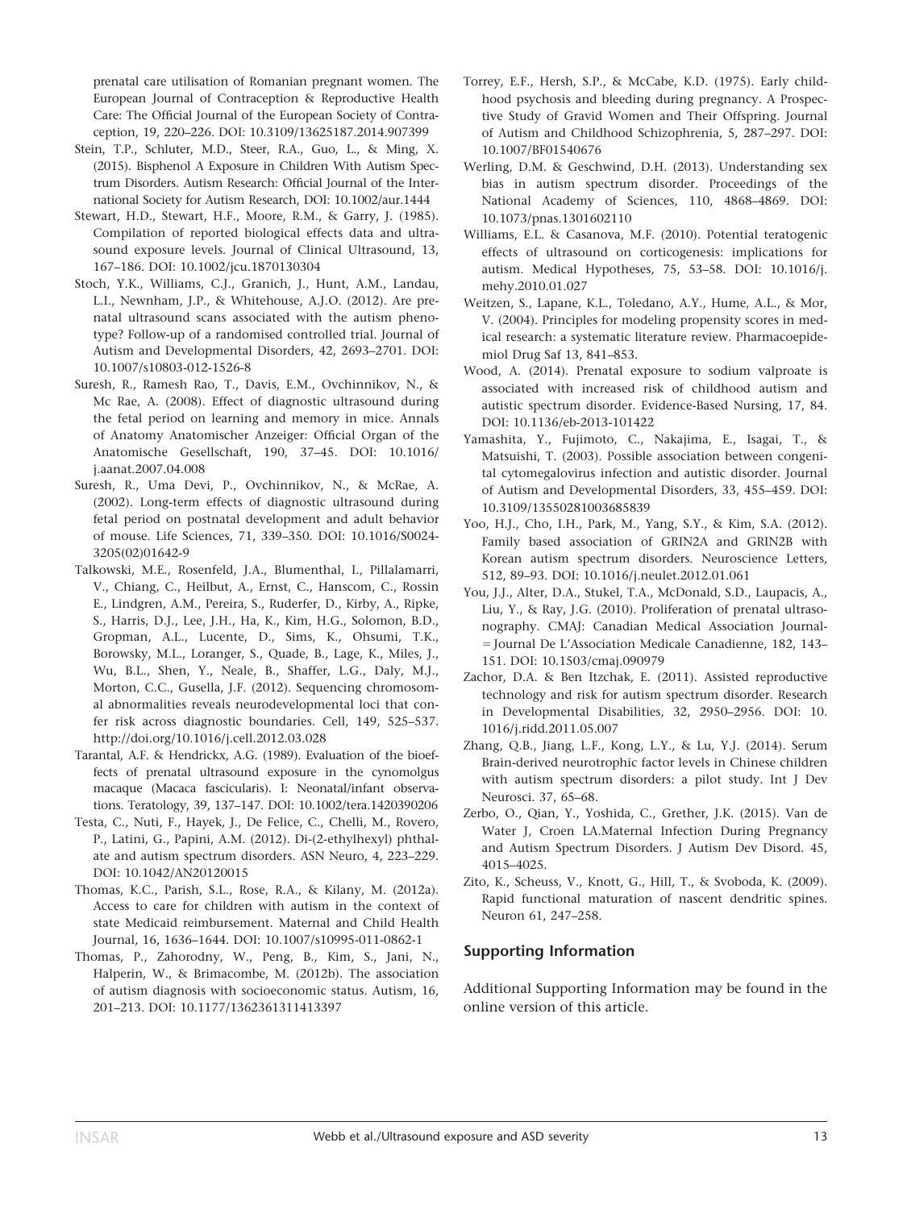prenatal care utilisation of Romanian pregnant women. The European Journal of Contraception & Reproductive Health Care: The Official Journal of the European Society of Contraception, 19, 220–226. DOI: 10.3109/13625187.2014.907399

Stein, T.P., Schluter, M.D., Steer, R.A., Guo, L., & Ming, X. (2015). Bisphenol A Exposure in Children With Autism Spectrum Disorders. Autism Research: Official Journal of the International Society for Autism Research, DOI: 10.1002/aur.1444

Stewart, H.D., Stewart, H.F., Moore, R.M., & Garry, J. (1985). Compilation of reported biological effects data and ultrasound exposure levels. Journal of Clinical Ultrasound, 13, 167–186. DOI: 10.1002/jcu.1870130304

Stoch, Y.K., Williams, C.J., Granich, J., Hunt, A.M., Landau, L.I., Newnham, J.P., & Whitehouse, A.J.O. (2012). Are prenatal ultrasound scans associated with the autism phenotype? Follow-up of a randomised controlled trial. Journal of Autism and Developmental Disorders, 42, 2693–2701. DOI: 10.1007/s10803-012-1526-8

Suresh, R., Ramesh Rao, T., Davis, E.M., Ovchinnikov, N., & Mc Rae, A. (2008). Effect of diagnostic ultrasound during the fetal period on learning and memory in mice. Annals of Anatomy Anatomischer Anzeiger: Official Organ of the Anatomische Gesellschaft, 190, 37–45. DOI: 10.1016/j.aanat.2007.04.008

Suresh, R., Uma Devi, P., Ovchinnikov, N., & McRae, A. (2002). Long-term effects of diagnostic ultrasound during fetal period on postnatal development and adult behavior of mouse. Life Sciences, 71, 339–350. DOI: 10.1016/S0024-3205(02)01642-9

Talkowski, M.E., Rosenfeld, J.A., Blumenthal, I., Pillalamarri, V., Chiang, C., Heilbut, A., Ernst, C., Hanscom, C., Rossin E., Lindgren, A.M., Pereira, S., Ruderfer, D., Kirby, A., Ripke, S., Harris, D.J., Lee, J.H., Ha, K., Kim, H.G., Solomon, B.D., Gropman, A.L., Lucente, D., Sims, K., Ohsumi, T.K., Borowsky, M.L., Loranger, S., Quade, B., Lage, K., Miles, J., Wu, B.L., Shen, Y., Neale, B., Shaffer, L.G., Daly, M.J., Morton, C.C., Gusella, J.F. (2012). Sequencing chromosomal abnormalities reveals neurodevelopmental loci that confer risk across diagnostic boundaries. Cell, 149, 525–537. http://doi.org/10.1016/j.cell.2012.03.028

Tarantal, A.F. & Hendrickx, A.G. (1989). Evaluation of the bioeffects of prenatal ultrasound exposure in the cynomolgus macaque (Macaca fascicularis). I: Neonatal/infant observations. Teratology, 39, 137–147. DOI: 10.1002/tera.1420390206

Testa, C., Nuti, F., Hayek, J., De Felice, C., Chelli, M., Rovero, P., Latini, G., Papini, A.M. (2012). Di-(2-ethylhexyl) phthalate and autism spectrum disorders. ASN Neuro, 4, 223–229. DOI: 10.1042/AN20120015

Thomas, K.C., Parish, S.L., Rose, R.A., & Kilany, M. (2012a). Access to care for children with autism in the context of state Medicaid reimbursement. Maternal and Child Health Journal, 16, 1636–1644. DOI: 10.1007/s10995-011-0862-1

Thomas, P., Zahorodny, W., Peng, B., Kim, S., Jani, N., Halperin, W., & Brimacombe, M. (2012b). The association of autism diagnosis with socioeconomic status. Autism, 16, 201–213. DOI: 10.1177/1362361311413397

Torrey, E.F., Hersh, S.P., & McCabe, K.D. (1975). Early childhood psychosis and bleeding during pregnancy. A Prospective Study of Gravid Women and Their Offspring. Journal of Autism and Childhood Schizophrenia, 5, 287–297. DOI: 10.1007/BF01540676

Werling, D.M. & Geschwind, D.H. (2013). Understanding sex bias in autism spectrum disorder. Proceedings of the National Academy of Sciences, 110, 4868–4869. DOI: 10.1073/pnas.1301602110

Williams, E.L. & Casanova, M.F. (2010). Potential teratogenic effects of ultrasound on corticogenesis: implications for autism. Medical Hypotheses, 75, 53–58. DOI: 10.1016/j.mehy.2010.01.027

Weitzen, S., Lapane, K.L., Toledano, A.Y., Hume, A.L., & Mor, V. (2004). Principles for modeling propensity scores in medical research: a systematic literature review. Pharmacoepidemiol Drug Saf 13, 841–853.

Wood, A. (2014). Prenatal exposure to sodium valproate is associated with increased risk of childhood autism and autistic spectrum disorder. Evidence-Based Nursing, 17, 84. DOI: 10.1136/eb-2013-101422

Yamashita, Y., Fujimoto, C., Nakajima, E., Isagai, T., & Matsuishi, T. (2003). Possible association between congenital cytomegalovirus infection and autistic disorder. Journal of Autism and Developmental Disorders, 33, 455–459. DOI: 10.3109/13550281003685839

Yoo, H.J., Cho, I.H., Park, M., Yang, S.Y., & Kim, S.A. (2012). Family based association of GRIN2A and GRIN2B with Korean autism spectrum disorders. Neuroscience Letters, 512, 89–93. DOI: 10.1016/j.neulet.2012.01.061

You, J.J., Alter, D.A., Stukel, T.A., McDonald, S.D., Laupacis, A., Liu, Y., & Ray, J.G. (2010). Proliferation of prenatal ultrasonography. CMAJ: Canadian Medical Association Journal= Journal De L'Association Medicale Canadienne, 182, 143–151. DOI: 10.1503/cmaj.090979

Zachor, D.A. & Ben Itzchak, E. (2011). Assisted reproductive technology and risk for autism spectrum disorder. Research in Developmental Disabilities, 32, 2950–2956. DOI: 10.1016/j.ridd.2011.05.007

Zhang, Q.B., Jiang, L.F., Kong, L.Y., & Lu, Y.J. (2014). Serum Brain-derived neurotrophic factor levels in Chinese children with autism spectrum disorders: a pilot study. Int J Dev Neurosci. 37, 65–68.

Zerbo, O., Qian, Y., Yoshida, C., Grether, J.K. (2015). Van de Water J, Croen LA.Maternal Infection During Pregnancy and Autism Spectrum Disorders. J Autism Dev Disord. 45, 4015–4025.

Zito, K., Scheuss, V., Knott, G., Hill, T., & Svoboda, K. (2009). Rapid functional maturation of nascent dendritic spines. Neuron 61, 247–258.

## Supporting Information

Additional Supporting Information may be found in the online version of this article.